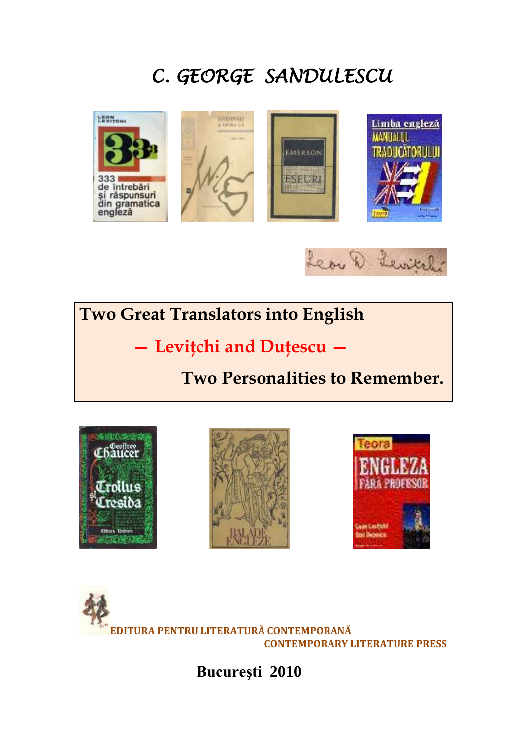# C. GEORGE SANDULESCU

## Two Great Translators into English

## — Levițchi and Duțescu —

## Two Personalities to Remember.

EDITURA PENTRU LITERATURĂ CONTEMPORANĂ
CONTEMPORARY LITERATURE PRESS

**Bucureşti 2010**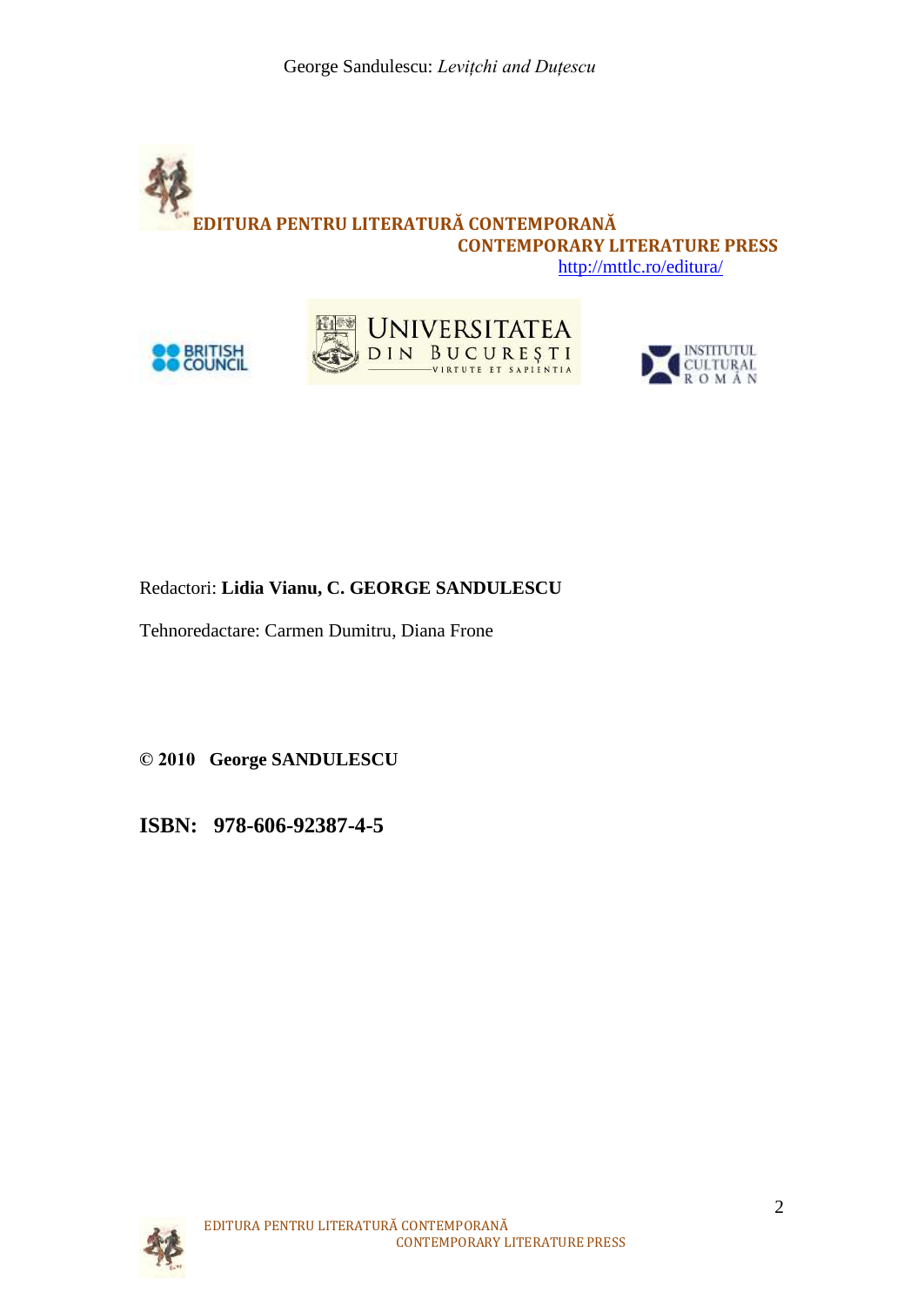**EDITURA PENTRU LITERATURĂ CONTEMPORANĂ**

**CONTEMPORARY LITERATURE PRESS**

http://mttlc.ro/editura/

BRITISH COUNCIL

UNIVERSITATEA DIN BUCUREȘTI — VIRTUTE ET SAPIENTIA

INSTITUTUL CULTURAL ROMÂN

Redactori: **Lidia Vianu, C. GEORGE SANDULESCU**

Tehnoredactare: Carmen Dumitru, Diana Frone

**© 2010 George SANDULESCU**

**ISBN: 978-606-92387-4-5**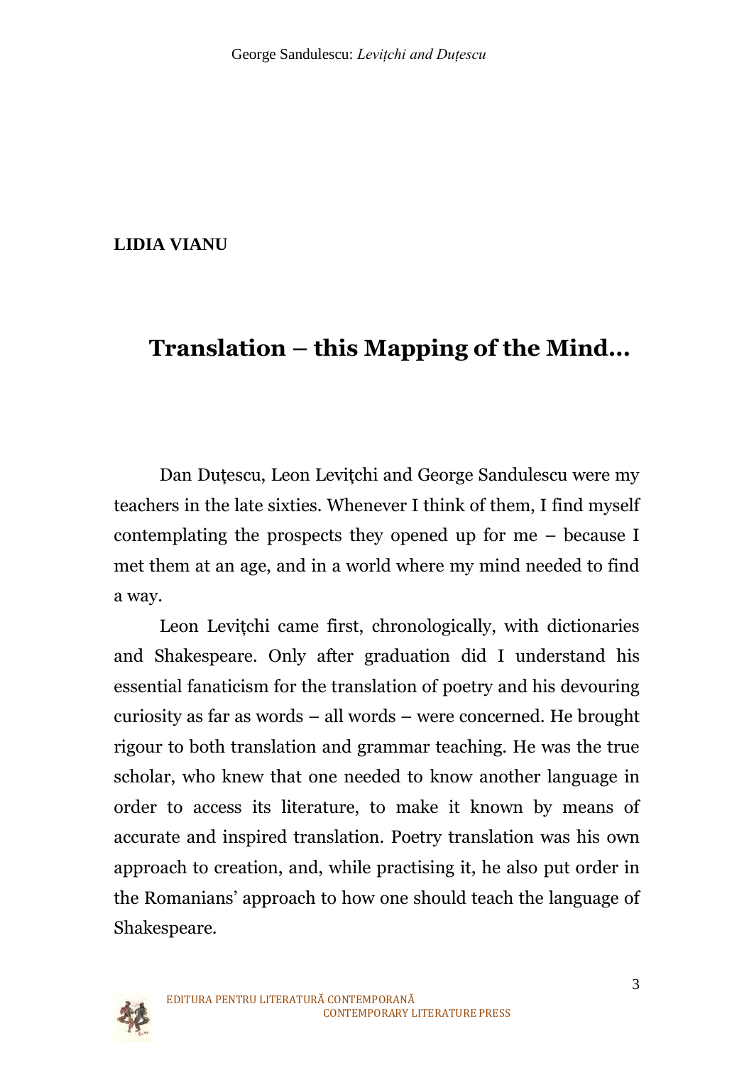**LIDIA VIANU**

# Translation – this Mapping of the Mind…

Dan Duțescu, Leon Levițchi and George Sandulescu were my teachers in the late sixties. Whenever I think of them, I find myself contemplating the prospects they opened up for me – because I met them at an age, and in a world where my mind needed to find a way.

Leon Levițchi came first, chronologically, with dictionaries and Shakespeare. Only after graduation did I understand his essential fanaticism for the translation of poetry and his devouring curiosity as far as words – all words – were concerned. He brought rigour to both translation and grammar teaching. He was the true scholar, who knew that one needed to know another language in order to access its literature, to make it known by means of accurate and inspired translation. Poetry translation was his own approach to creation, and, while practising it, he also put order in the Romanians' approach to how one should teach the language of Shakespeare.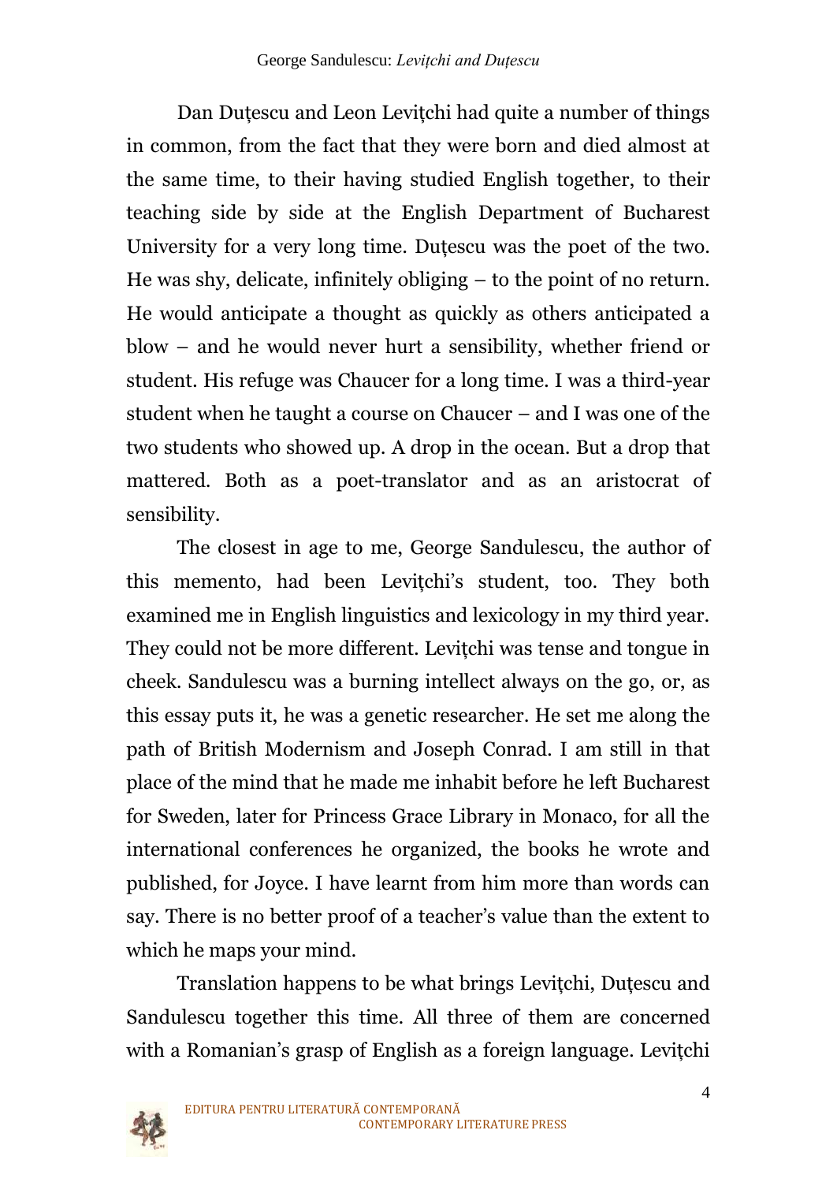Dan Duțescu and Leon Levițchi had quite a number of things in common, from the fact that they were born and died almost at the same time, to their having studied English together, to their teaching side by side at the English Department of Bucharest University for a very long time. Duțescu was the poet of the two. He was shy, delicate, infinitely obliging – to the point of no return. He would anticipate a thought as quickly as others anticipated a blow – and he would never hurt a sensibility, whether friend or student. His refuge was Chaucer for a long time. I was a third-year student when he taught a course on Chaucer – and I was one of the two students who showed up. A drop in the ocean. But a drop that mattered. Both as a poet-translator and as an aristocrat of sensibility.

The closest in age to me, George Sandulescu, the author of this memento, had been Levițchi's student, too. They both examined me in English linguistics and lexicology in my third year. They could not be more different. Levițchi was tense and tongue in cheek. Sandulescu was a burning intellect always on the go, or, as this essay puts it, he was a genetic researcher. He set me along the path of British Modernism and Joseph Conrad. I am still in that place of the mind that he made me inhabit before he left Bucharest for Sweden, later for Princess Grace Library in Monaco, for all the international conferences he organized, the books he wrote and published, for Joyce. I have learnt from him more than words can say. There is no better proof of a teacher's value than the extent to which he maps your mind.

Translation happens to be what brings Levițchi, Duțescu and Sandulescu together this time. All three of them are concerned with a Romanian's grasp of English as a foreign language. Levițchi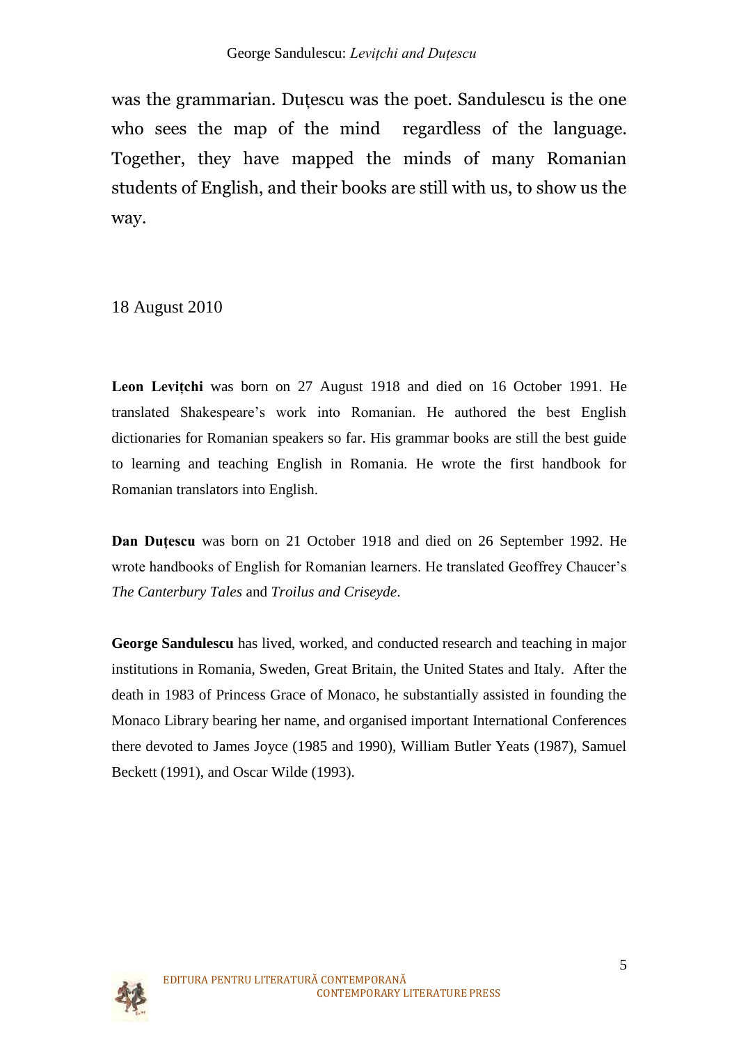was the grammarian. Duțescu was the poet. Sandulescu is the one who sees the map of the mind regardless of the language. Together, they have mapped the minds of many Romanian students of English, and their books are still with us, to show us the way.

18 August 2010

**Leon Levițchi** was born on 27 August 1918 and died on 16 October 1991. He translated Shakespeare's work into Romanian. He authored the best English dictionaries for Romanian speakers so far. His grammar books are still the best guide to learning and teaching English in Romania. He wrote the first handbook for Romanian translators into English.

**Dan Duțescu** was born on 21 October 1918 and died on 26 September 1992. He wrote handbooks of English for Romanian learners. He translated Geoffrey Chaucer's *The Canterbury Tales* and *Troilus and Criseyde*.

**George Sandulescu** has lived, worked, and conducted research and teaching in major institutions in Romania, Sweden, Great Britain, the United States and Italy. After the death in 1983 of Princess Grace of Monaco, he substantially assisted in founding the Monaco Library bearing her name, and organised important International Conferences there devoted to James Joyce (1985 and 1990), William Butler Yeats (1987), Samuel Beckett (1991), and Oscar Wilde (1993).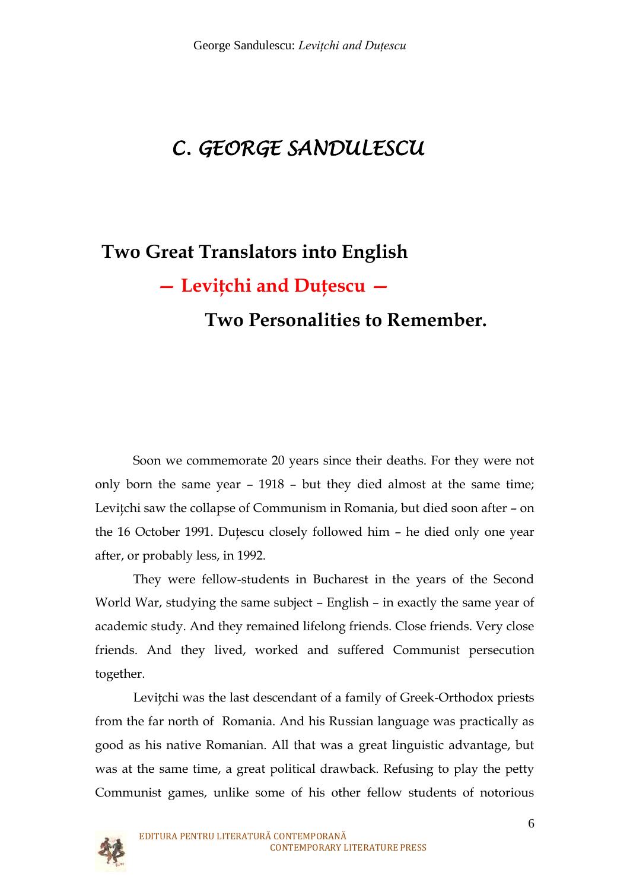# C. GEORGE SANDULESCU

## Two Great Translators into English

## — Levițchi and Duțescu —

## Two Personalities to Remember.

Soon we commemorate 20 years since their deaths. For they were not only born the same year – 1918 – but they died almost at the same time; Levițchi saw the collapse of Communism in Romania, but died soon after – on the 16 October 1991. Duțescu closely followed him – he died only one year after, or probably less, in 1992.

They were fellow-students in Bucharest in the years of the Second World War, studying the same subject – English – in exactly the same year of academic study. And they remained lifelong friends. Close friends. Very close friends. And they lived, worked and suffered Communist persecution together.

Levițchi was the last descendant of a family of Greek-Orthodox priests from the far north of Romania. And his Russian language was practically as good as his native Romanian. All that was a great linguistic advantage, but was at the same time, a great political drawback. Refusing to play the petty Communist games, unlike some of his other fellow students of notorious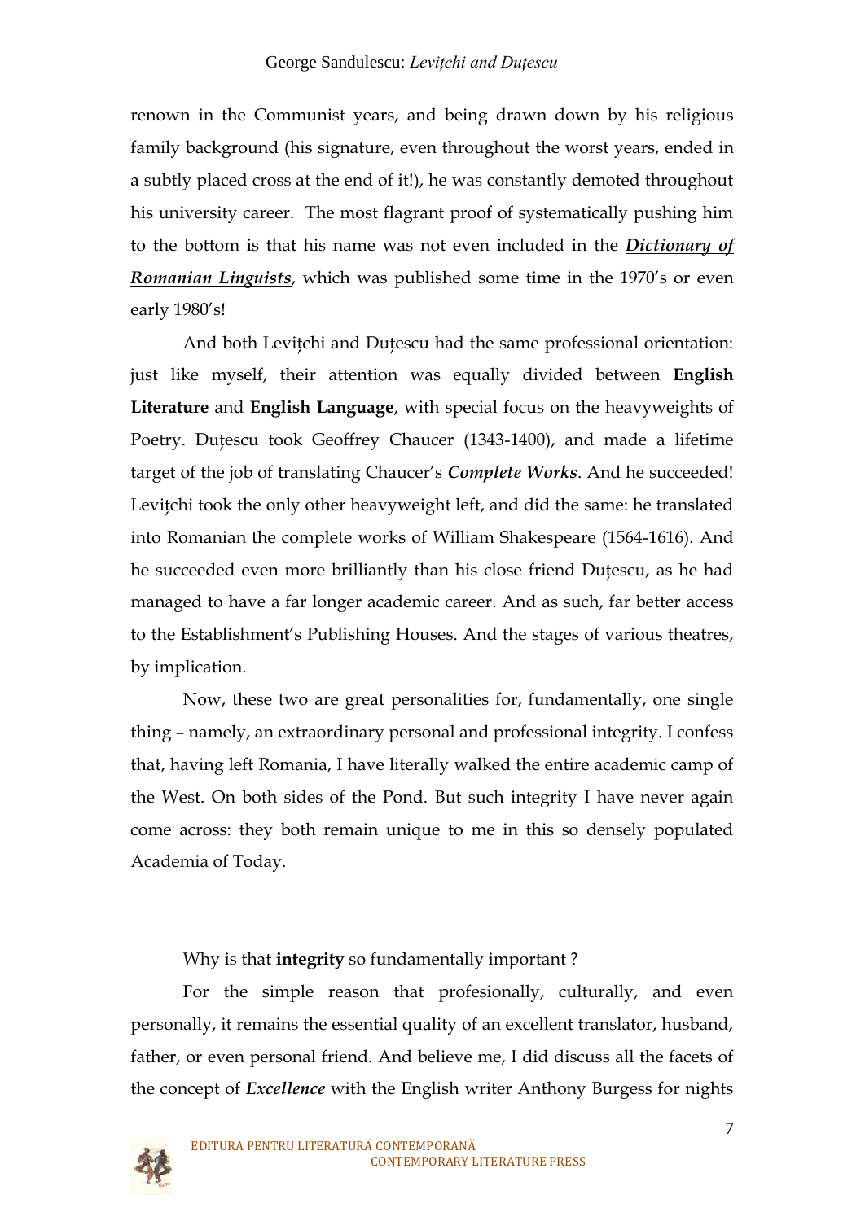renown in the Communist years, and being drawn down by his religious family background (his signature, even throughout the worst years, ended in a subtly placed cross at the end of it!), he was constantly demoted throughout his university career. The most flagrant proof of systematically pushing him to the bottom is that his name was not even included in the ***Dictionary of Romanian Linguists***, which was published some time in the 1970's or even early 1980's!

And both Levițchi and Duțescu had the same professional orientation: just like myself, their attention was equally divided between **English Literature** and **English Language**, with special focus on the heavyweights of Poetry. Duțescu took Geoffrey Chaucer (1343-1400), and made a lifetime target of the job of translating Chaucer's ***Complete Works***. And he succeeded! Levițchi took the only other heavyweight left, and did the same: he translated into Romanian the complete works of William Shakespeare (1564-1616). And he succeeded even more brilliantly than his close friend Duțescu, as he had managed to have a far longer academic career. And as such, far better access to the Establishment's Publishing Houses. And the stages of various theatres, by implication.

Now, these two are great personalities for, fundamentally, one single thing – namely, an extraordinary personal and professional integrity. I confess that, having left Romania, I have literally walked the entire academic camp of the West. On both sides of the Pond. But such integrity I have never again come across: they both remain unique to me in this so densely populated Academia of Today.

Why is that **integrity** so fundamentally important ?

For the simple reason that profesionally, culturally, and even personally, it remains the essential quality of an excellent translator, husband, father, or even personal friend. And believe me, I did discuss all the facets of the concept of ***Excellence*** with the English writer Anthony Burgess for nights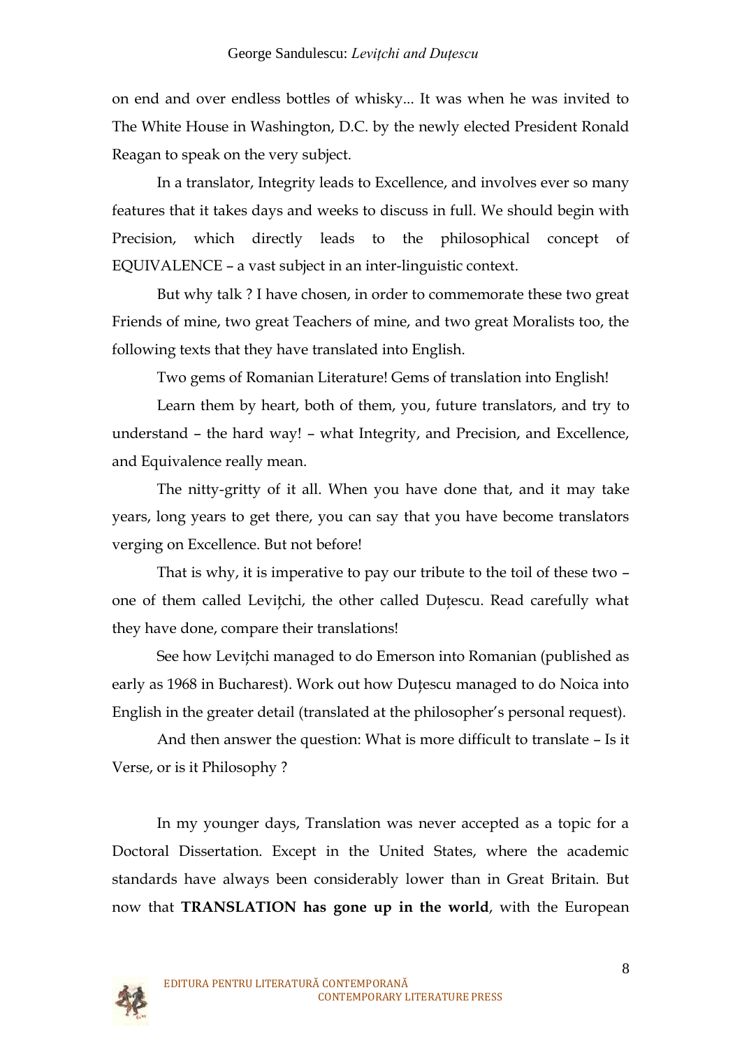on end and over endless bottles of whisky... It was when he was invited to The White House in Washington, D.C. by the newly elected President Ronald Reagan to speak on the very subject.

In a translator, Integrity leads to Excellence, and involves ever so many features that it takes days and weeks to discuss in full. We should begin with Precision, which directly leads to the philosophical concept of EQUIVALENCE – a vast subject in an inter-linguistic context.

But why talk ? I have chosen, in order to commemorate these two great Friends of mine, two great Teachers of mine, and two great Moralists too, the following texts that they have translated into English.

Two gems of Romanian Literature! Gems of translation into English!

Learn them by heart, both of them, you, future translators, and try to understand – the hard way! – what Integrity, and Precision, and Excellence, and Equivalence really mean.

The nitty-gritty of it all. When you have done that, and it may take years, long years to get there, you can say that you have become translators verging on Excellence. But not before!

That is why, it is imperative to pay our tribute to the toil of these two – one of them called Levițchi, the other called Duțescu. Read carefully what they have done, compare their translations!

See how Levițchi managed to do Emerson into Romanian (published as early as 1968 in Bucharest). Work out how Duțescu managed to do Noica into English in the greater detail (translated at the philosopher's personal request).

And then answer the question: What is more difficult to translate – Is it Verse, or is it Philosophy ?

In my younger days, Translation was never accepted as a topic for a Doctoral Dissertation. Except in the United States, where the academic standards have always been considerably lower than in Great Britain. But now that **TRANSLATION has gone up in the world**, with the European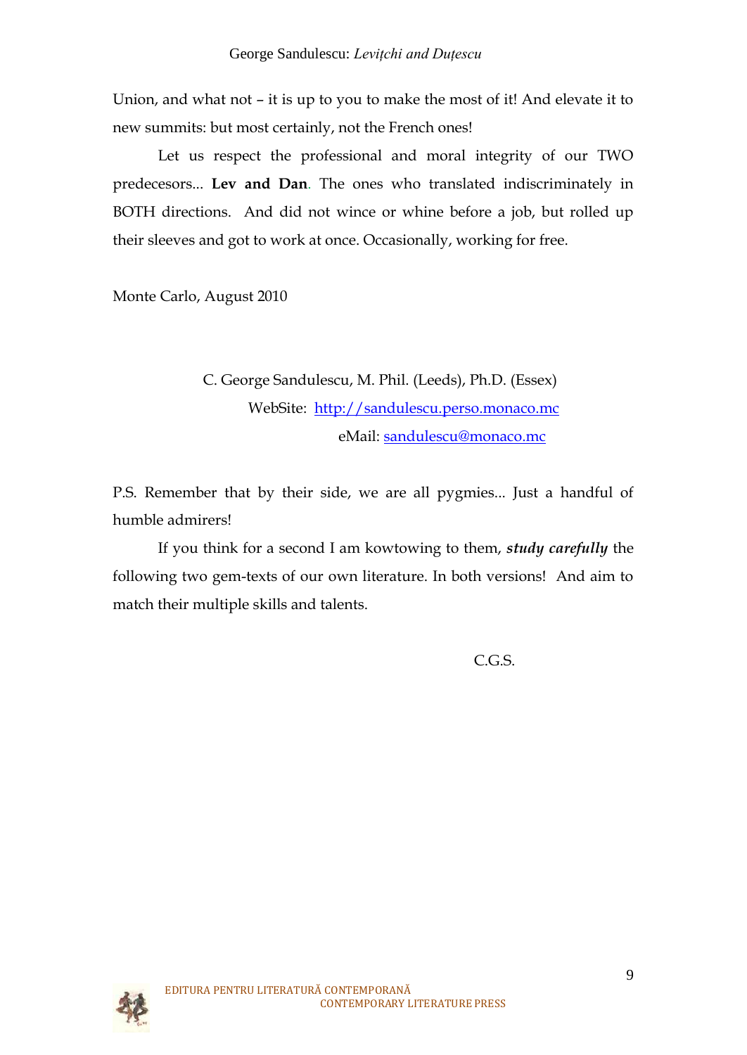Union, and what not – it is up to you to make the most of it! And elevate it to new summits: but most certainly, not the French ones!

Let us respect the professional and moral integrity of our TWO predecesors... **Lev and Dan**. The ones who translated indiscriminately in BOTH directions. And did not wince or whine before a job, but rolled up their sleeves and got to work at once. Occasionally, working for free.

Monte Carlo, August 2010

C. George Sandulescu, M. Phil. (Leeds), Ph.D. (Essex)
WebSite: [http://sandulescu.perso.monaco.mc](http://sandulescu.perso.monaco.mc)
eMail: [sandulescu@monaco.mc](mailto:sandulescu@monaco.mc)

P.S. Remember that by their side, we are all pygmies... Just a handful of humble admirers!

If you think for a second I am kowtowing to them, ***study carefully*** the following two gem-texts of our own literature. In both versions! And aim to match their multiple skills and talents.

C.G.S.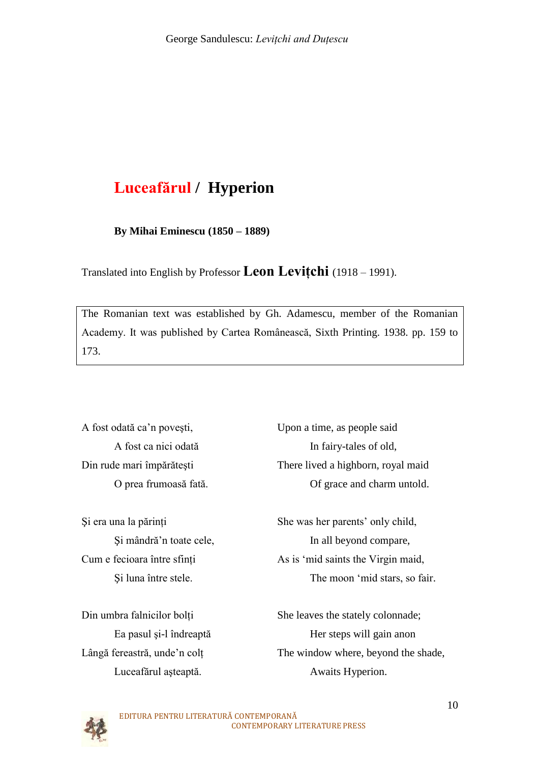## Luceafărul / Hyperion

**By Mihai Eminescu (1850 – 1889)**

Translated into English by Professor **Leon Levițchi** (1918 – 1991).

> The Romanian text was established by Gh. Adamescu, member of the Romanian Academy. It was published by Cartea Românească, Sixth Printing. 1938. pp. 159 to 173.

| | |
|---|---|
| A fost odată ca'n poveşti, | Upon a time, as people said |
| A fost ca nici odată | In fairy-tales of old, |
| Din rude mari împărăteşti | There lived a highborn, royal maid |
| O prea frumoasă fată. | Of grace and charm untold. |
| | |
| Şi era una la părinți | She was her parents' only child, |
| Şi mândră'n toate cele, | In all beyond compare, |
| Cum e fecioara între sfinți | As is 'mid saints the Virgin maid, |
| Şi luna între stele. | The moon 'mid stars, so fair. |
| | |
| Din umbra falnicilor bolți | She leaves the stately colonnade; |
| Ea pasul şi-l îndreaptă | Her steps will gain anon |
| Lângă fereastră, unde'n colț | The window where, beyond the shade, |
| Luceafărul aşteaptă. | Awaits Hyperion. |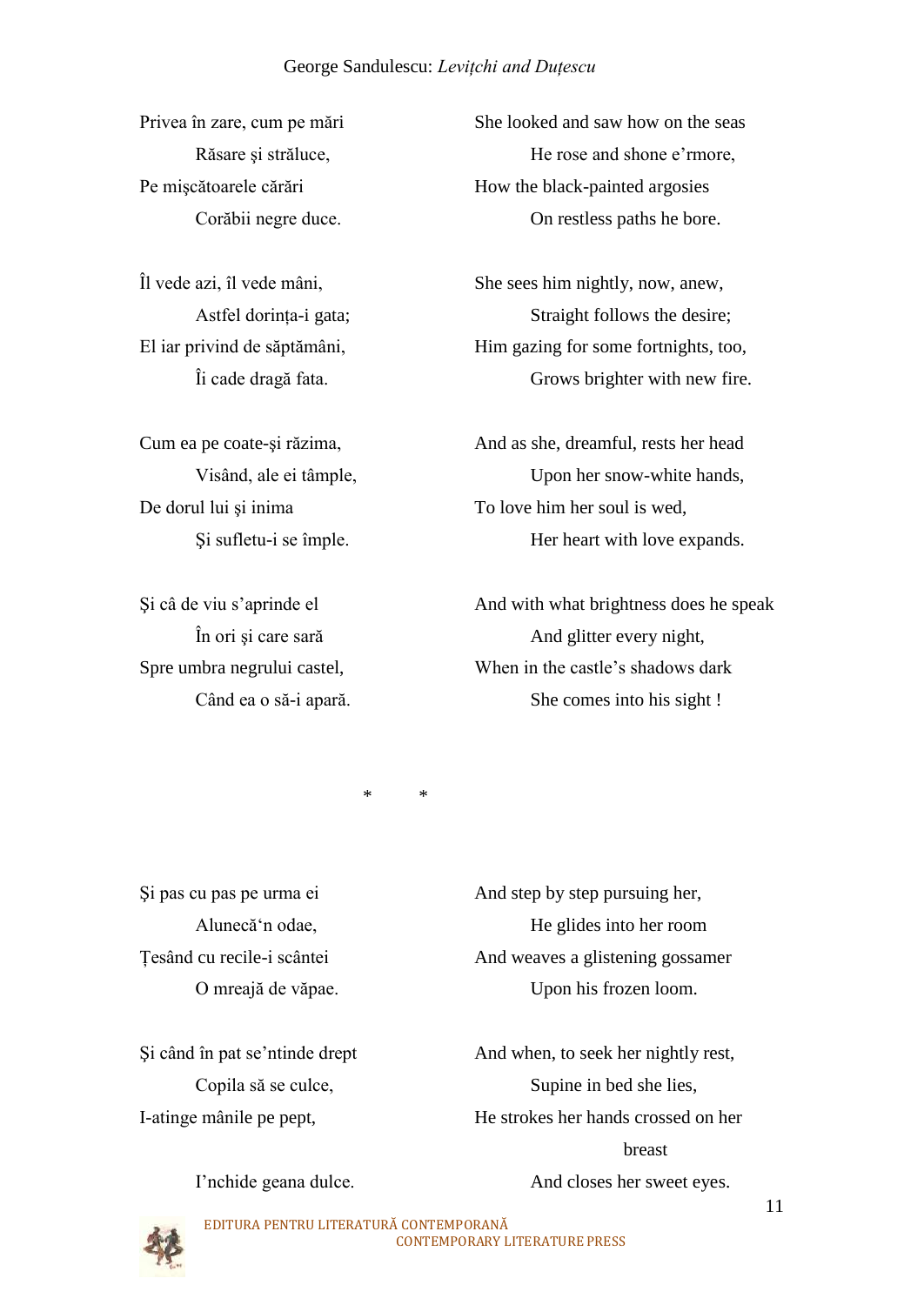| | |
|---|---|
| Privea în zare, cum pe mări | She looked and saw how on the seas |
| Răsare şi străluce, | He rose and shone e'rmore, |
| Pe mişcătoarele cărări | How the black-painted argosies |
| Corăbii negre duce. | On restless paths he bore. |
| | |
| Îl vede azi, îl vede mâni, | She sees him nightly, now, anew, |
| Astfel dorinţa-i gata; | Straight follows the desire; |
| El iar privind de săptămâni, | Him gazing for some fortnights, too, |
| Îi cade dragă fata. | Grows brighter with new fire. |
| | |
| Cum ea pe coate-şi răzima, | And as she, dreamful, rests her head |
| Visând, ale ei tâmple, | Upon her snow-white hands, |
| De dorul lui şi inima | To love him her soul is wed, |
| Şi sufletu-i se împle. | Her heart with love expands. |
| | |
| Şi câ de viu s'aprinde el | And with what brightness does he speak |
| În ori şi care sară | And glitter every night, |
| Spre umbra negrului castel, | When in the castle's shadows dark |
| Când ea o să-i apară. | She comes into his sight ! |

\* \*

| | |
|---|---|
| Şi pas cu pas pe urma ei | And step by step pursuing her, |
| Alunecă'n odae, | He glides into her room |
| Ţesând cu recile-i scântei | And weaves a glistening gossamer |
| O mreajă de văpae. | Upon his frozen loom. |
| | |
| Şi când în pat se'ntinde drept | And when, to seek her nightly rest, |
| Copila să se culce, | Supine in bed she lies, |
| I-atinge mânile pe pept, | He strokes her hands crossed on her breast |
| I'nchide geana dulce. | And closes her sweet eyes. |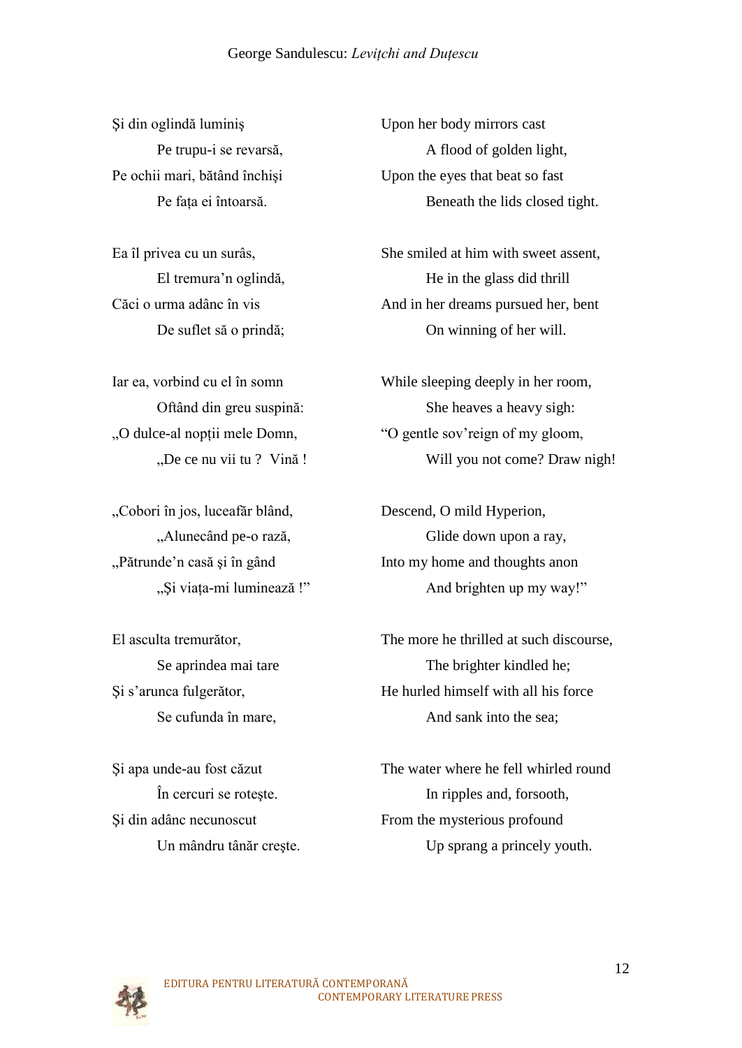Şi din oglindă luminiş
Pe trupu-i se revarsă,
Pe ochii mari, bătând închişi
Pe fața ei întoarsă.

Ea îl privea cu un surâs,
El tremura'n oglindă,
Căci o urma adânc în vis
De suflet să o prindă;

Iar ea, vorbind cu el în somn
Oftând din greu suspină:
„O dulce-al nopții mele Domn,
„De ce nu vii tu ? Vină !

„Cobori în jos, luceafăr blând,
„Alunecând pe-o rază,
„Pătrunde'n casă şi în gând
„Şi viața-mi luminează !"

El asculta tremurător,
Se aprindea mai tare
Şi s'arunca fulgerător,
Se cufunda în mare,

Şi apa unde-au fost căzut
În cercuri se roteşte.
Şi din adânc necunoscut
Un mândru tânăr creşte.

Upon her body mirrors cast
A flood of golden light,
Upon the eyes that beat so fast
Beneath the lids closed tight.

She smiled at him with sweet assent,
He in the glass did thrill
And in her dreams pursued her, bent
On winning of her will.

While sleeping deeply in her room,
She heaves a heavy sigh:
"O gentle sov'reign of my gloom,
Will you not come? Draw nigh!

Descend, O mild Hyperion,
Glide down upon a ray,
Into my home and thoughts anon
And brighten up my way!"

The more he thrilled at such discourse,
The brighter kindled he;
He hurled himself with all his force
And sank into the sea;

The water where he fell whirled round
In ripples and, forsooth,
From the mysterious profound
Up sprang a princely youth.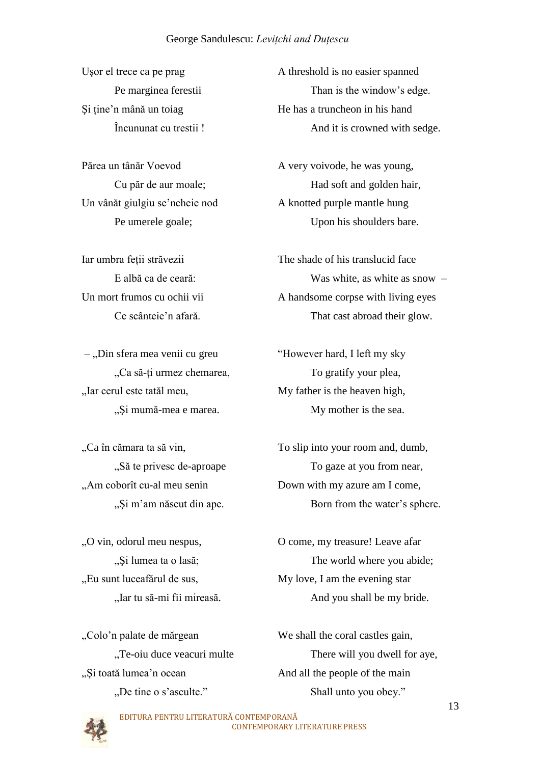Uşor el trece ca pe prag
Pe marginea ferestii
Şi ține'n mână un toiag
Încununat cu trestii !

A threshold is no easier spanned
Than is the window's edge.
He has a truncheon in his hand
And it is crowned with sedge.

Părea un tânăr Voevod
Cu păr de aur moale;
Un vânăt giulgiu se'ncheie nod
Pe umerele goale;

A very voivode, he was young,
Had soft and golden hair,
A knotted purple mantle hung
Upon his shoulders bare.

Iar umbra feții străvezii
E albă ca de ceară:
Un mort frumos cu ochii vii
Ce scânteie'n afară.

The shade of his translucid face
Was white, as white as snow –
A handsome corpse with living eyes
That cast abroad their glow.

– „Din sfera mea venii cu greu
„Ca să-ți urmez chemarea,
„Iar cerul este tatăl meu,
„Şi mumă-mea e marea.

"However hard, I left my sky
To gratify your plea,
My father is the heaven high,
My mother is the sea.

„Ca în cămara ta să vin,
„Să te privesc de-aproape
„Am coborît cu-al meu senin
„Şi m'am născut din ape.

To slip into your room and, dumb,
To gaze at you from near,
Down with my azure am I come,
Born from the water's sphere.

„O vin, odorul meu nespus,
„Şi lumea ta o lasă;
„Eu sunt luceafărul de sus,
„Iar tu să-mi fii mireasă.

O come, my treasure! Leave afar
The world where you abide;
My love, I am the evening star
And you shall be my bride.

„Colo'n palate de mărgean
„Te-oiu duce veacuri multe
„Şi toată lumea'n ocean
„De tine o s'asculte."

We shall the coral castles gain,
There will you dwell for aye,
And all the people of the main
Shall unto you obey."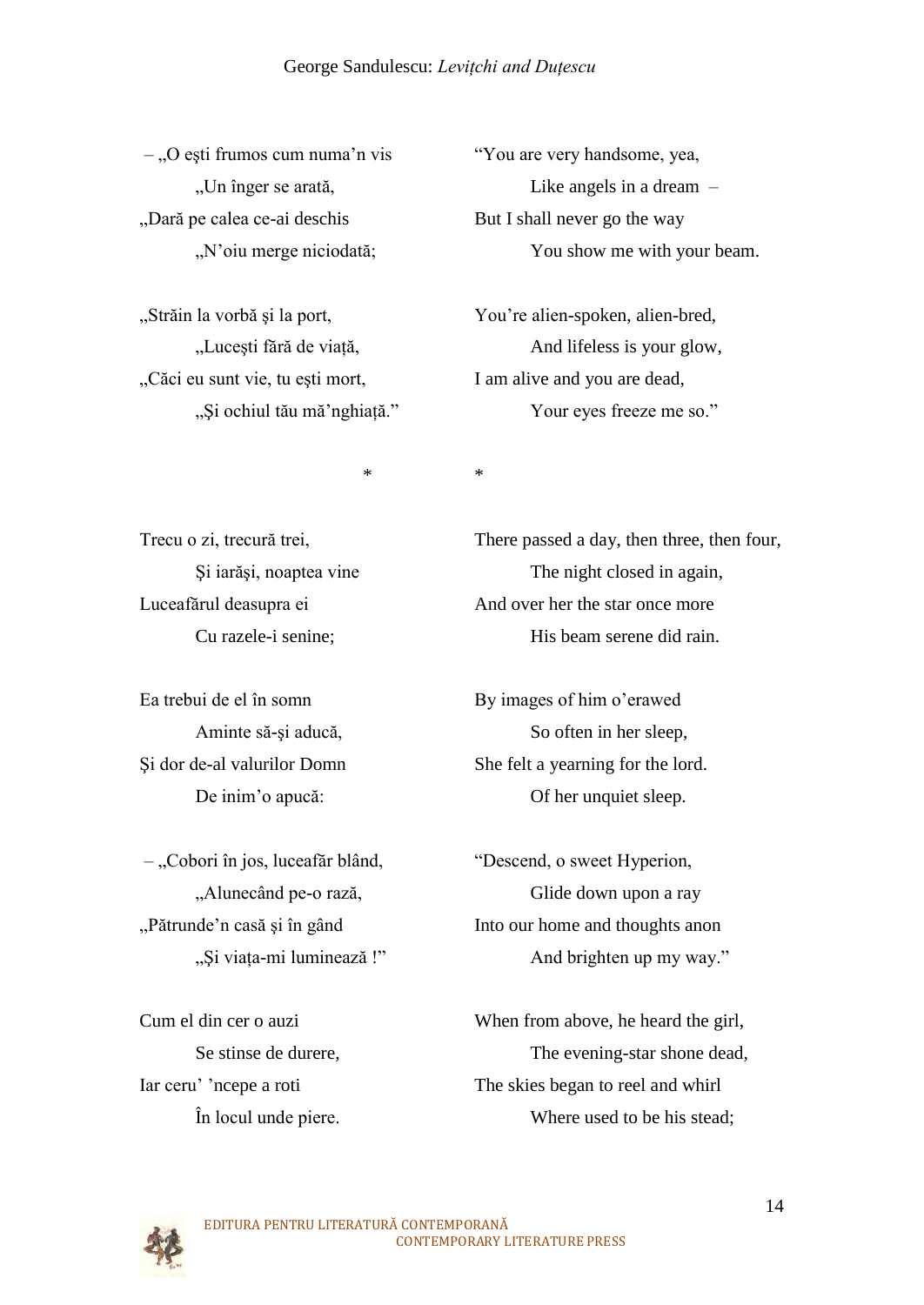| | |
|---|---|
| – „O eşti frumos cum numa'n vis | "You are very handsome, yea, |
| „Un înger se arată, | Like angels in a dream – |
| „Dară pe calea ce-ai deschis | But I shall never go the way |
| „N'oiu merge niciodată; | You show me with your beam. |
| | |
| „Străin la vorbă şi la port, | You're alien-spoken, alien-bred, |
| „Luceşti fără de viață, | And lifeless is your glow, |
| „Căci eu sunt vie, tu eşti mort, | I am alive and you are dead, |
| „Şi ochiul tău mă'nghiață." | Your eyes freeze me so." |
| | |
| * | * |
| | |
| Trecu o zi, trecură trei, | There passed a day, then three, then four, |
| Şi iarăşi, noaptea vine | The night closed in again, |
| Luceafărul deasupra ei | And over her the star once more |
| Cu razele-i senine; | His beam serene did rain. |
| | |
| Ea trebui de el în somn | By images of him o'erawed |
| Aminte să-şi aducă, | So often in her sleep, |
| Şi dor de-al valurilor Domn | She felt a yearning for the lord. |
| De inim'o apucă: | Of her unquiet sleep. |
| | |
| – „Cobori în jos, luceafăr blând, | "Descend, o sweet Hyperion, |
| „Alunecând pe-o rază, | Glide down upon a ray |
| „Pătrunde'n casă şi în gând | Into our home and thoughts anon |
| „Şi viața-mi luminează !" | And brighten up my way." |
| | |
| Cum el din cer o auzi | When from above, he heard the girl, |
| Se stinse de durere, | The evening-star shone dead, |
| Iar ceru' 'ncepe a roti | The skies began to reel and whirl |
| În locul unde piere. | Where used to be his stead; |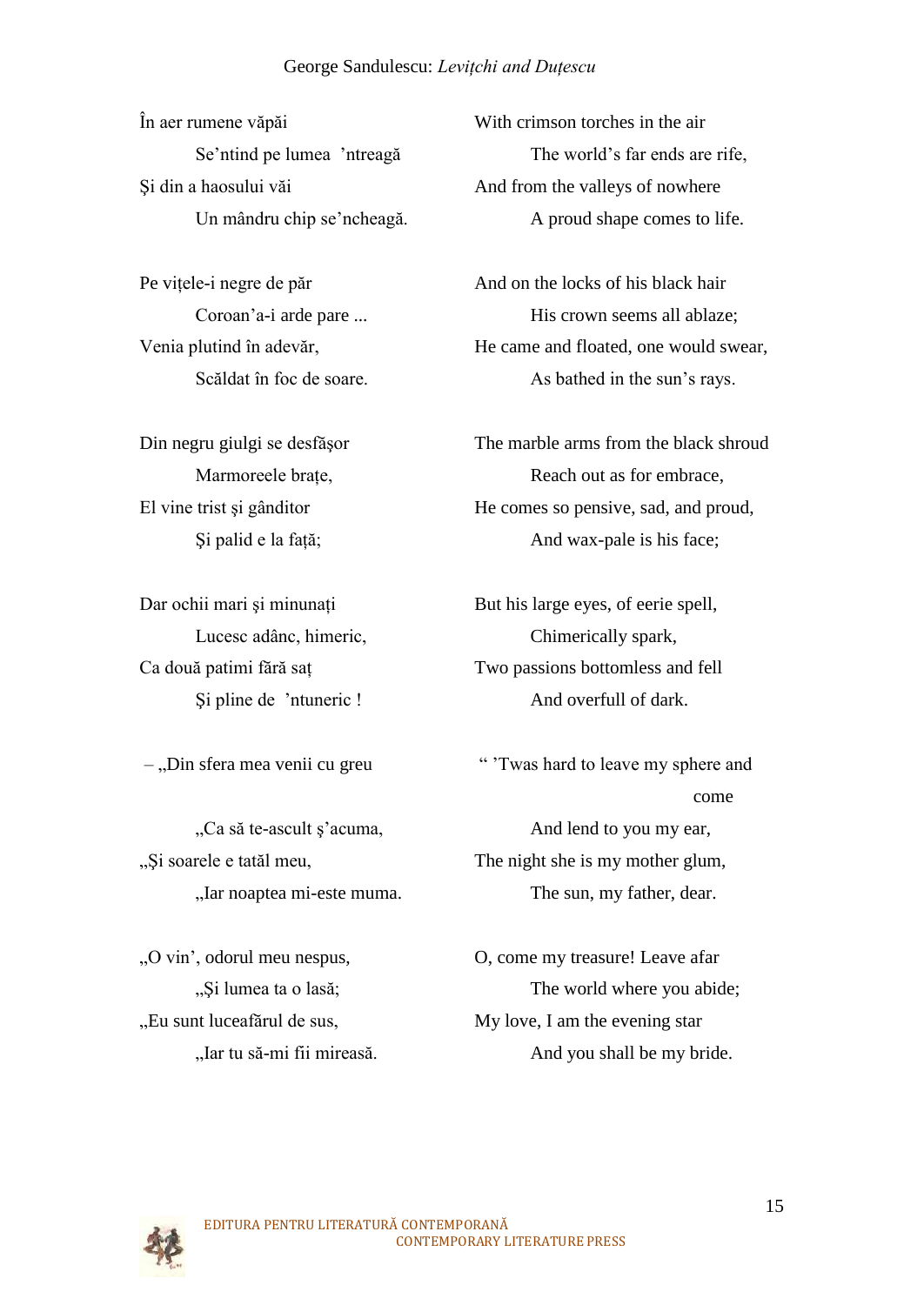În aer rumene văpăi
Se'ntind pe lumea 'ntreagă
Şi din a haosului văi
Un mândru chip se'ncheagă.

With crimson torches in the air
The world's far ends are rife,
And from the valleys of nowhere
A proud shape comes to life.

Pe viţele-i negre de păr
Coroan'a-i arde pare ...
Venia plutind în adevăr,
Scăldat în foc de soare.

And on the locks of his black hair
His crown seems all ablaze;
He came and floated, one would swear,
As bathed in the sun's rays.

Din negru giulgi se desfăşor
Marmoreele braţe,
El vine trist şi gânditor
Şi palid e la faţă;

The marble arms from the black shroud
Reach out as for embrace,
He comes so pensive, sad, and proud,
And wax-pale is his face;

Dar ochii mari şi minunaţi
Lucesc adânc, himeric,
Ca două patimi fără saţ
Şi pline de 'ntuneric !

But his large eyes, of eerie spell,
Chimerically spark,
Two passions bottomless and fell
And overfull of dark.

– „Din sfera mea venii cu greu
„Ca să te-ascult ş'acuma,
„Şi soarele e tatăl meu,
„Iar noaptea mi-este muma.

" 'Twas hard to leave my sphere and come
And lend to you my ear,
The night she is my mother glum,
The sun, my father, dear.

„O vin', odorul meu nespus,
„Şi lumea ta o lasă;
„Eu sunt luceafărul de sus,
„Iar tu să-mi fii mireasă.

O, come my treasure! Leave afar
The world where you abide;
My love, I am the evening star
And you shall be my bride.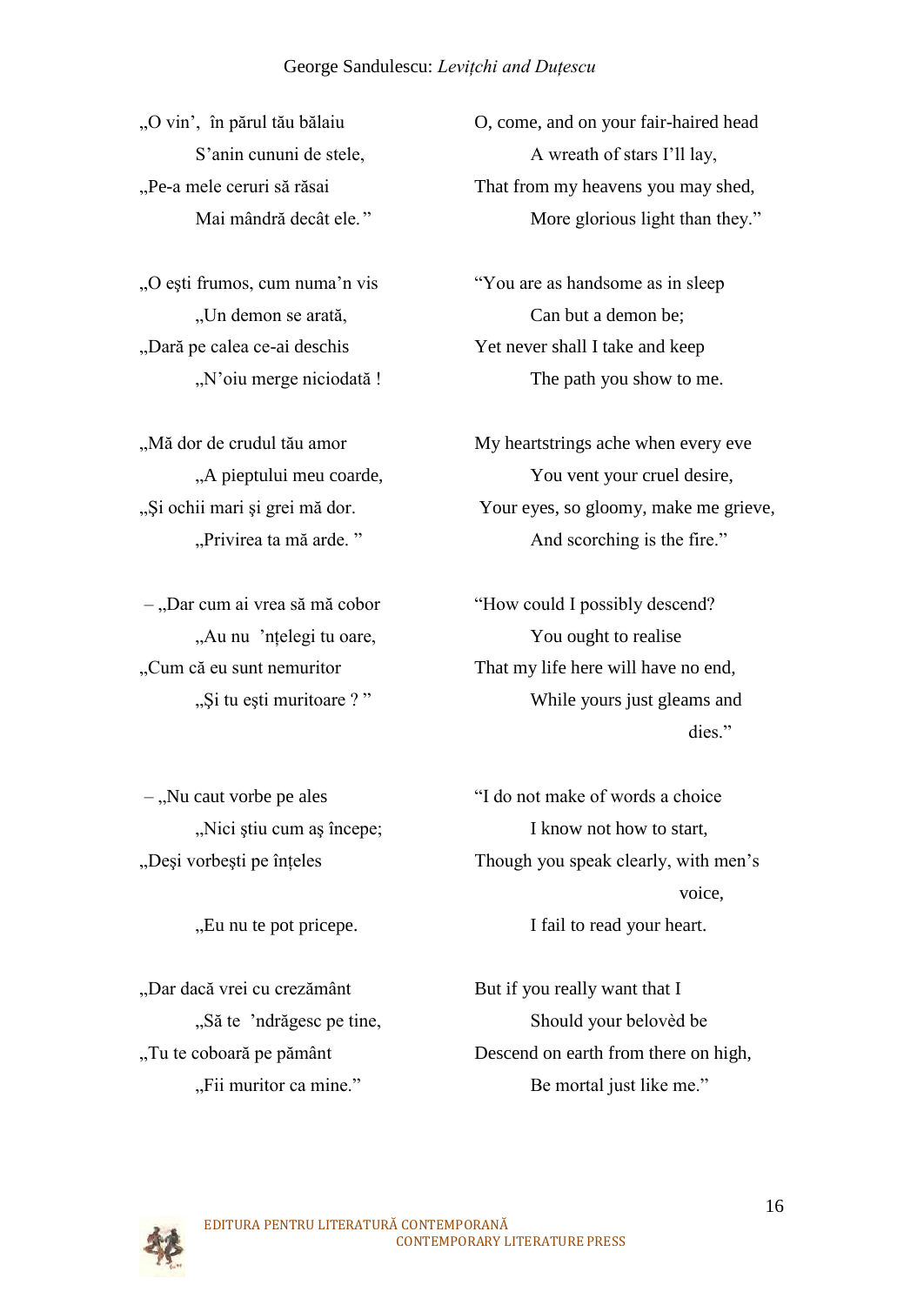„O vin', în părul tău bălaiu
S'anin cununi de stele,
„Pe-a mele ceruri să răsai
Mai mândră decât ele."

O, come, and on your fair-haired head
A wreath of stars I'll lay,
That from my heavens you may shed,
More glorious light than they."

„O ești frumos, cum numa'n vis
„Un demon se arată,
„Dară pe calea ce-ai deschis
„N'oiu merge niciodată !

"You are as handsome as in sleep
Can but a demon be;
Yet never shall I take and keep
The path you show to me.

„Mă dor de crudul tău amor
„A pieptului meu coarde,
„Şi ochii mari şi grei mă dor.
„Privirea ta mă arde."

My heartstrings ache when every eve
You vent your cruel desire,
Your eyes, so gloomy, make me grieve,
And scorching is the fire."

– „Dar cum ai vrea să mă cobor
„Au nu 'nțelegi tu oare,
„Cum că eu sunt nemuritor
„Şi tu ești muritoare ?"

"How could I possibly descend?
You ought to realise
That my life here will have no end,
While yours just gleams and dies."

– „Nu caut vorbe pe ales
„Nici știu cum aș începe;
„Deși vorbești pe înțeles
„Eu nu te pot pricepe.

"I do not make of words a choice
I know not how to start,
Though you speak clearly, with men's voice,
I fail to read your heart.

„Dar dacă vrei cu crezământ
„Să te 'ndrăgesc pe tine,
„Tu te coboară pe pământ
„Fii muritor ca mine."

But if you really want that I
Should your belovèd be
Descend on earth from there on high,
Be mortal just like me."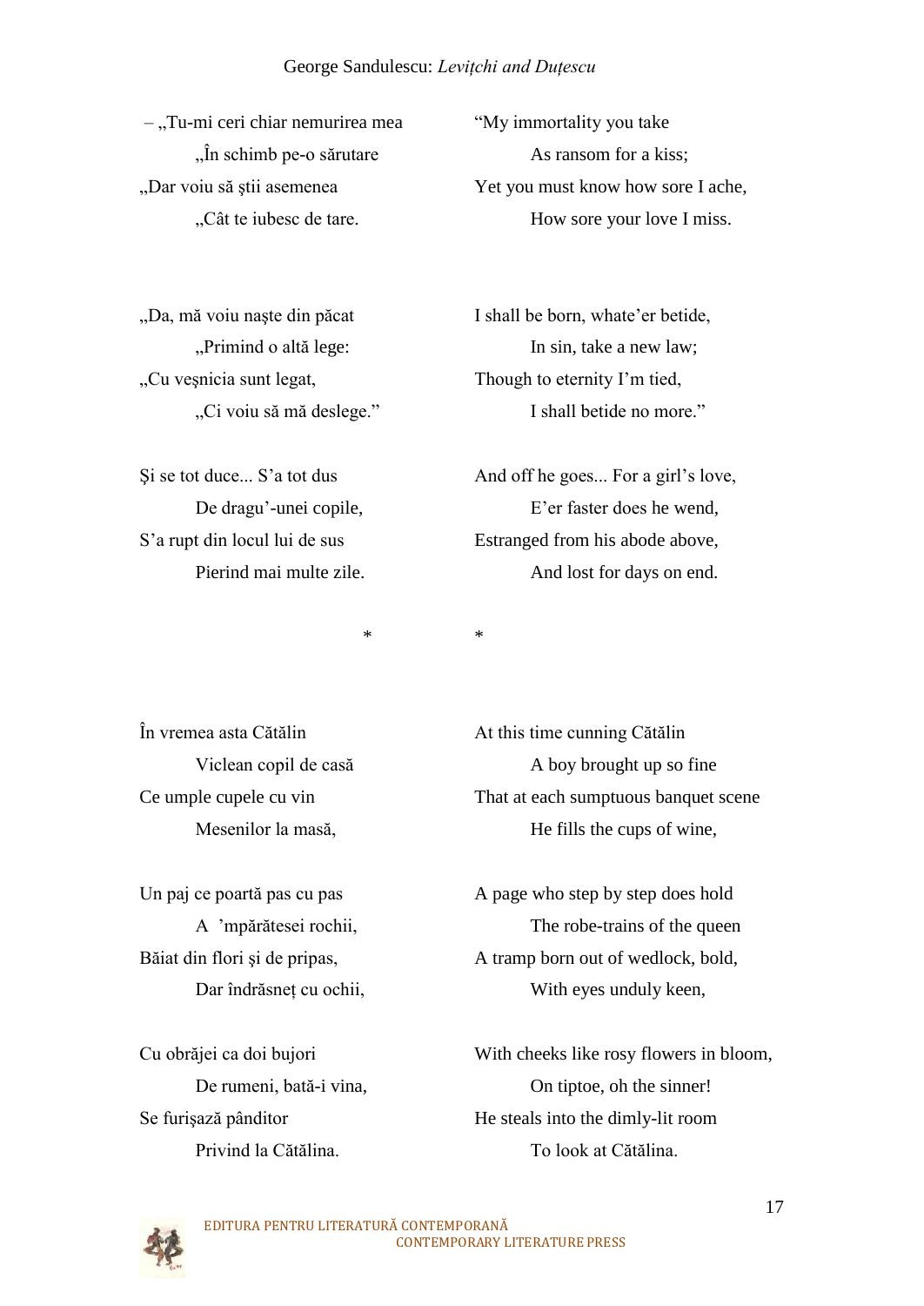| | |
|---|---|
| – „Tu-mi ceri chiar nemurirea mea | “My immortality you take |
| „În schimb pe-o sărutare | As ransom for a kiss; |
| „Dar voiu să ştii asemenea | Yet you must know how sore I ache, |
| „Cât te iubesc de tare. | How sore your love I miss. |
| | |
| „Da, mă voiu naşte din păcat | I shall be born, whate’er betide, |
| „Primind o altă lege: | In sin, take a new law; |
| „Cu veşnicia sunt legat, | Though to eternity I’m tied, |
| „Ci voiu să mă deslege.” | I shall betide no more.” |
| | |
| Şi se tot duce... S’a tot dus | And off he goes... For a girl’s love, |
| De dragu’-unei copile, | E’er faster does he wend, |
| S’a rupt din locul lui de sus | Estranged from his abode above, |
| Pierind mai multe zile. | And lost for days on end. |
| | |
| * | * |
| | |
| În vremea asta Cătălin | At this time cunning Cătălin |
| Viclean copil de casă | A boy brought up so fine |
| Ce umple cupele cu vin | That at each sumptuous banquet scene |
| Mesenilor la masă, | He fills the cups of wine, |
| | |
| Un paj ce poartă pas cu pas | A page who step by step does hold |
| A ’mpărătesei rochii, | The robe-trains of the queen |
| Băiat din flori şi de pripas, | A tramp born out of wedlock, bold, |
| Dar îndrăsneţ cu ochii, | With eyes unduly keen, |
| | |
| Cu obrăjei ca doi bujori | With cheeks like rosy flowers in bloom, |
| De rumeni, bată-i vina, | On tiptoe, oh the sinner! |
| Se furişază pânditor | He steals into the dimly-lit room |
| Privind la Cătălina. | To look at Cătălina. |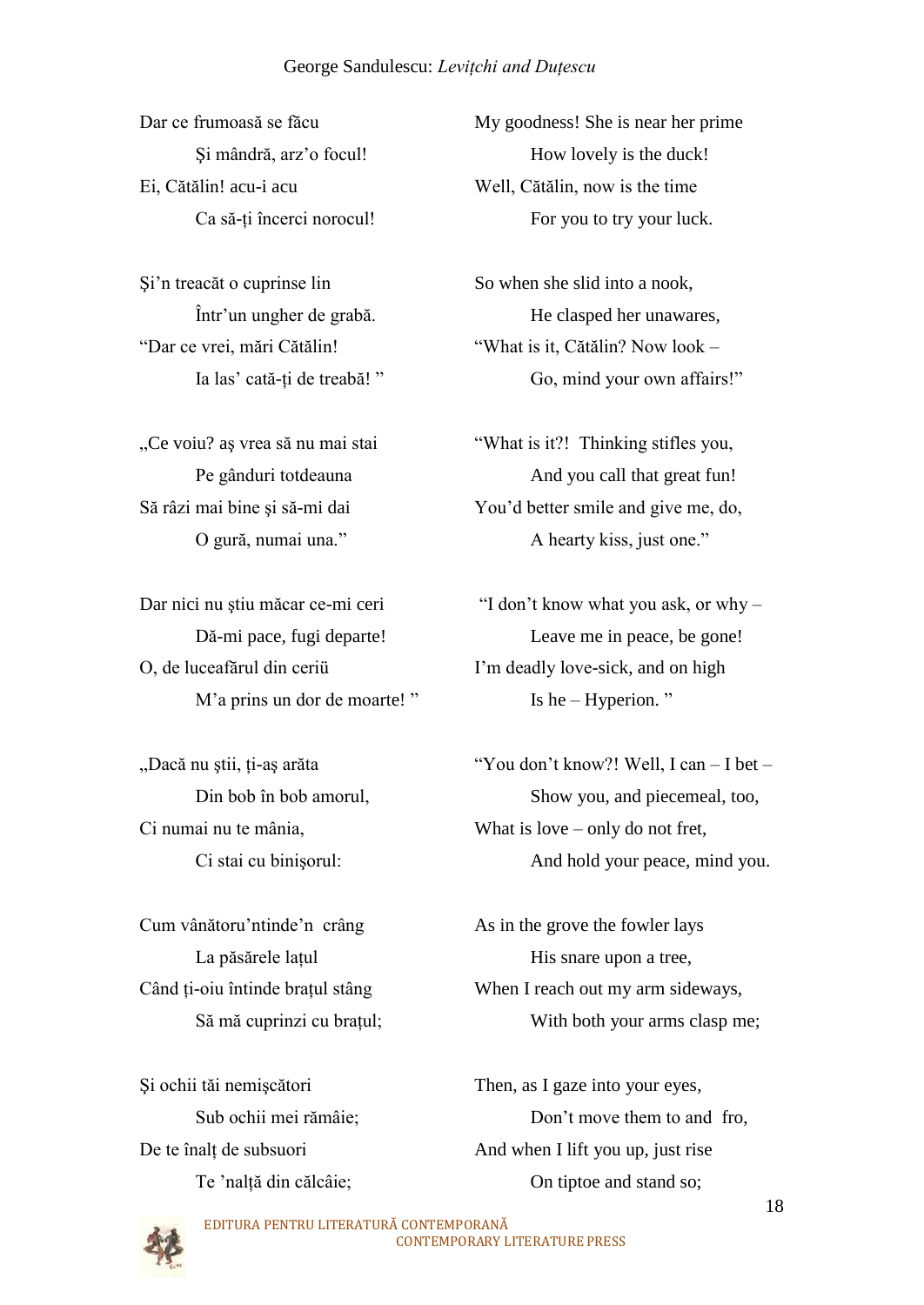| | |
|---|---|
| Dar ce frumoasă se făcu | My goodness! She is near her prime |
| Şi mândră, arz'o focul! | How lovely is the duck! |
| Ei, Cătălin! acu-i acu | Well, Cătălin, now is the time |
| Ca să-ți încerci norocul! | For you to try your luck. |
| | |
| Şi'n treacăt o cuprinse lin | So when she slid into a nook, |
| Într'un ungher de grabă. | He clasped her unawares, |
| "Dar ce vrei, mări Cătălin! | "What is it, Cătălin? Now look – |
| Ia las' cată-ți de treabă! " | Go, mind your own affairs!" |
| | |
| „Ce voiu? aş vrea să nu mai stai | "What is it?! Thinking stifles you, |
| Pe gânduri totdeauna | And you call that great fun! |
| Să râzi mai bine şi să-mi dai | You'd better smile and give me, do, |
| O gură, numai una." | A hearty kiss, just one." |
| | |
| Dar nici nu ştiu măcar ce-mi ceri | "I don't know what you ask, or why – |
| Dă-mi pace, fugi departe! | Leave me in peace, be gone! |
| O, de luceafărul din ceriü | I'm deadly love-sick, and on high |
| M'a prins un dor de moarte! " | Is he – Hyperion. " |
| | |
| „Dacă nu ştii, ți-aş arăta | "You don't know?! Well, I can – I bet – |
| Din bob în bob amorul, | Show you, and piecemeal, too, |
| Ci numai nu te mânia, | What is love – only do not fret, |
| Ci stai cu binişorul: | And hold your peace, mind you. |
| | |
| Cum vânătoru'ntinde'n crâng | As in the grove the fowler lays |
| La păsărele lațul | His snare upon a tree, |
| Când ți-oiu întinde brațul stâng | When I reach out my arm sideways, |
| Să mă cuprinzi cu brațul; | With both your arms clasp me; |
| | |
| Şi ochii tăi nemişcători | Then, as I gaze into your eyes, |
| Sub ochii mei rămâie; | Don't move them to and fro, |
| De te înalț de subsuori | And when I lift you up, just rise |
| Te 'nalță din călcâie; | On tiptoe and stand so; |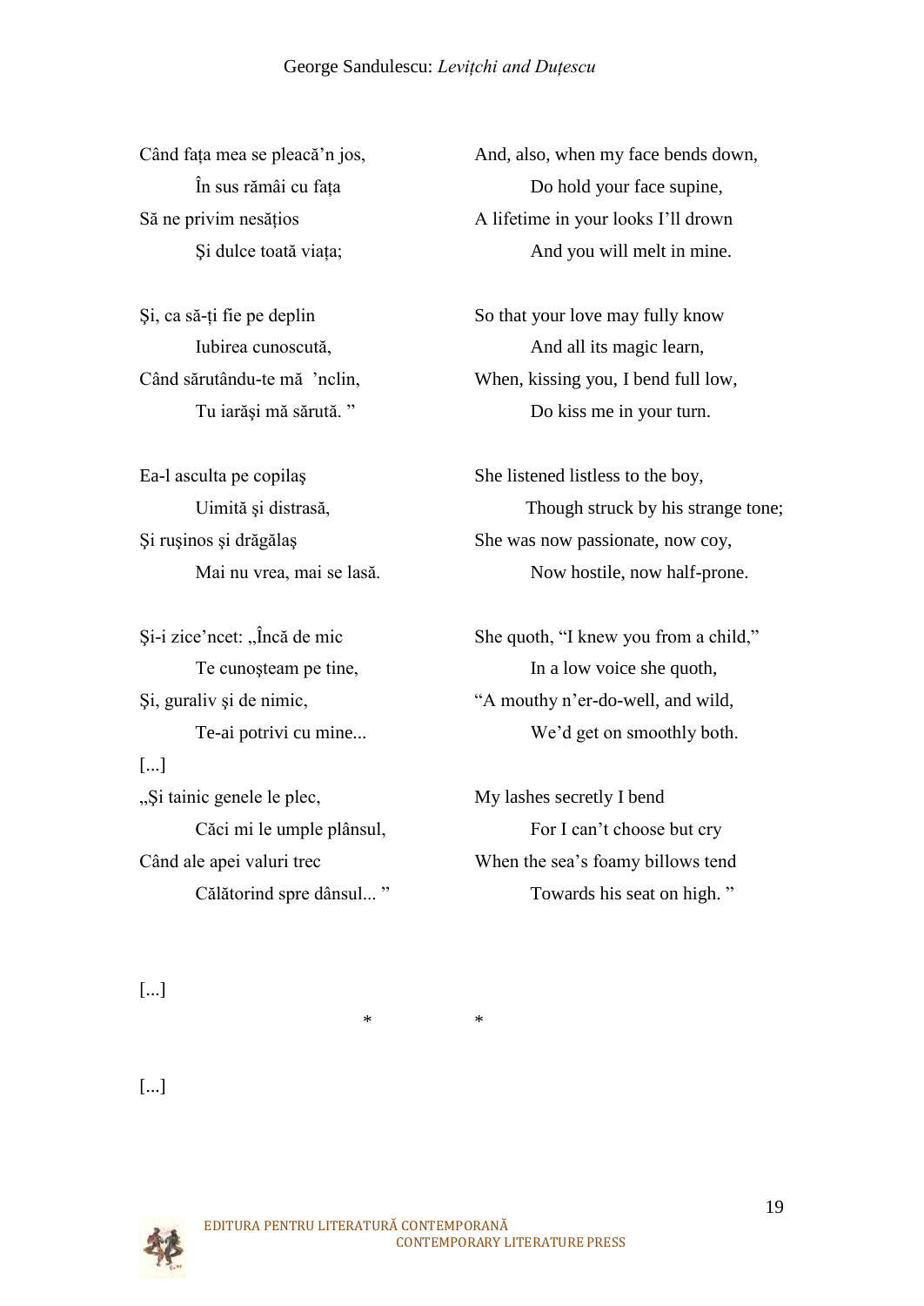Când fața mea se pleacă'n jos,
   În sus rămâi cu fața
Să ne privim nesățios
   Şi dulce toată viața;

And, also, when my face bends down,
   Do hold your face supine,
A lifetime in your looks I'll drown
   And you will melt in mine.

Şi, ca să-ți fie pe deplin
   Iubirea cunoscută,
Când sărutându-te mă 'nclin,
   Tu iarăşi mă sărută. "

So that your love may fully know
   And all its magic learn,
When, kissing you, I bend full low,
   Do kiss me in your turn.

Ea-l asculta pe copilaş
   Uimită şi distrasă,
Şi ruşinos şi drăgălaş
   Mai nu vrea, mai se lasă.

She listened listless to the boy,
   Though struck by his strange tone;
She was now passionate, now coy,
   Now hostile, now half-prone.

Şi-i zice'ncet: „Încă de mic
   Te cunoşteam pe tine,
Şi, guraliv şi de nimic,
   Te-ai potrivi cu mine...

She quoth, "I knew you from a child,"
   In a low voice she quoth,
"A mouthy n'er-do-well, and wild,
   We'd get on smoothly both.

[...]

„Şi tainic genele le plec,
   Căci mi le umple plânsul,
Când ale apei valuri trec
   Călătorind spre dânsul... "

My lashes secretly I bend
   For I can't choose but cry
When the sea's foamy billows tend
   Towards his seat on high. "

[...]

\*   \*

[...]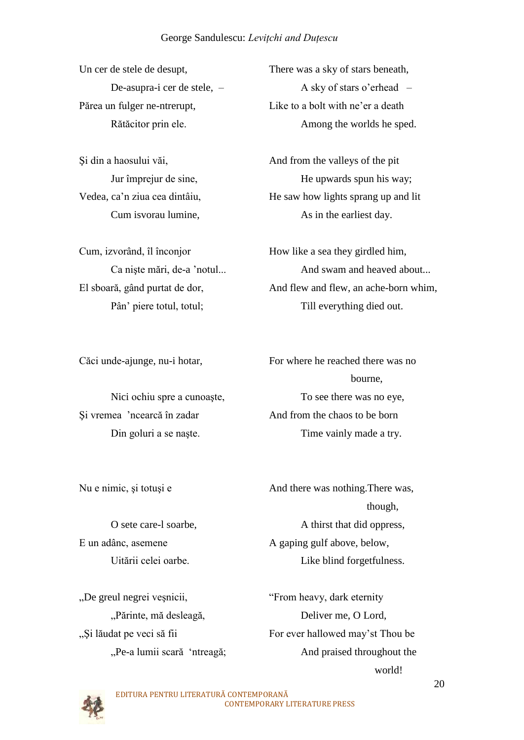| | |
|---|---|
| Un cer de stele de desupt, | There was a sky of stars beneath, |
| De-asupra-i cer de stele, – | A sky of stars o'erhead – |
| Părea un fulger ne-ntrerupt, | Like to a bolt with ne'er a death |
| Rătăcitor prin ele. | Among the worlds he sped. |
| | |
| Şi din a haosului văi, | And from the valleys of the pit |
| Jur împrejur de sine, | He upwards spun his way; |
| Vedea, ca'n ziua cea dintâiu, | He saw how lights sprang up and lit |
| Cum isvorau lumine, | As in the earliest day. |
| | |
| Cum, izvorând, îl înconjor | How like a sea they girdled him, |
| Ca nişte mări, de-a 'notul... | And swam and heaved about... |
| El sboară, gând purtat de dor, | And flew and flew, an ache-born whim, |
| Pân' piere totul, totul; | Till everything died out. |
| | |
| Căci unde-ajunge, nu-i hotar, | For where he reached there was no bourne, |
| Nici ochiu spre a cunoaşte, | To see there was no eye, |
| Şi vremea 'ncearcă în zadar | And from the chaos to be born |
| Din goluri a se naşte. | Time vainly made a try. |
| | |
| Nu e nimic, şi totuşi e | And there was nothing.There was, though, |
| O sete care-l soarbe, | A thirst that did oppress, |
| E un adânc, asemene | A gaping gulf above, below, |
| Uitării celei oarbe. | Like blind forgetfulness. |
| | |
| „De greul negrei veşnicii, | "From heavy, dark eternity |
| „Părinte, mă dezleagă, | Deliver me, O Lord, |
| „Şi lăudat pe veci să fii | For ever hallowed may'st Thou be |
| „Pe-a lumii scară 'ntreagă; | And praised throughout the world! |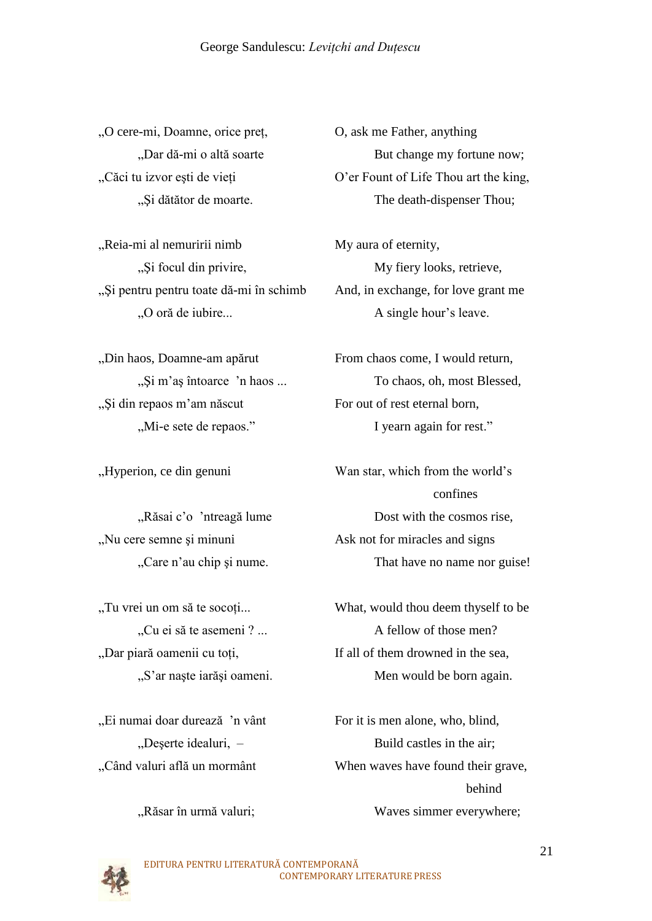„O cere-mi, Doamne, orice preț,
„Dar dă-mi o altă soarte
„Căci tu izvor ești de vieți
„Și dătător de moarte.

O, ask me Father, anything
But change my fortune now;
O'er Fount of Life Thou art the king,
The death-dispenser Thou;

„Reia-mi al nemuririi nimb
„Și focul din privire,
„Și pentru pentru toate dă-mi în schimb
„O oră de iubire...

My aura of eternity,
My fiery looks, retrieve,
And, in exchange, for love grant me
A single hour's leave.

„Din haos, Doamne-am apărut
„Și m'aș întoarce 'n haos ...
„Și din repaos m'am născut
„Mi-e sete de repaos."

From chaos come, I would return,
To chaos, oh, most Blessed,
For out of rest eternal born,
I yearn again for rest."

„Hyperion, ce din genuni
„Răsai c'o 'ntreagă lume
„Nu cere semne și minuni
„Care n'au chip și nume.

Wan star, which from the world's confines
Dost with the cosmos rise,
Ask not for miracles and signs
That have no name nor guise!

„Tu vrei un om să te socoți...
„Cu ei să te asemeni ? ...
„Dar piară oamenii cu toți,
„S'ar naște iarăși oameni.

What, would thou deem thyself to be
A fellow of those men?
If all of them drowned in the sea,
Men would be born again.

„Ei numai doar durează 'n vânt
„Deșerte idealuri, –
„Când valuri află un mormânt
„Răsar în urmă valuri;

For it is men alone, who, blind,
Build castles in the air;
When waves have found their grave, behind
Waves simmer everywhere;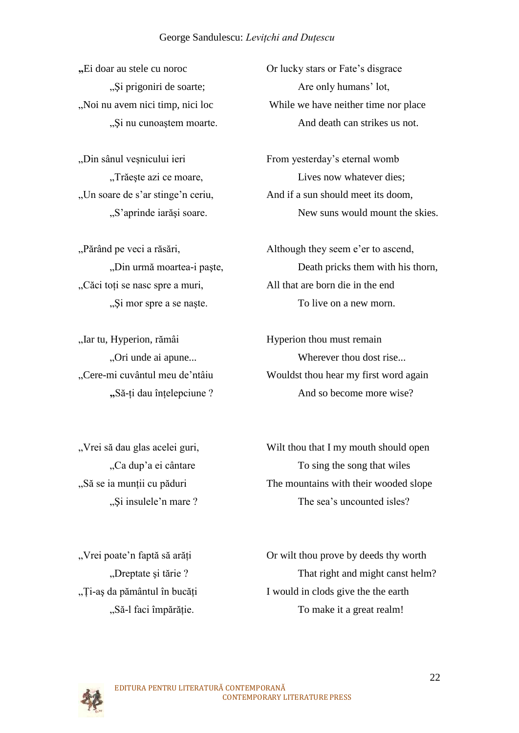| | |
|---|---|
| **„**Ei doar au stele cu noroc | Or lucky stars or Fate's disgrace |
| „Şi prigoniri de soarte; | Are only humans' lot, |
| „Noi nu avem nici timp, nici loc | While we have neither time nor place |
| „Şi nu cunoaştem moarte. | And death can strikes us not. |
| | |
| „Din sânul veşnicului ieri | From yesterday's eternal womb |
| „Trăeşte azi ce moare, | Lives now whatever dies; |
| „Un soare de s'ar stinge'n ceriu, | And if a sun should meet its doom, |
| „S'aprinde iarăşi soare. | New suns would mount the skies. |
| | |
| „Părând pe veci a răsări, | Although they seem e'er to ascend, |
| „Din urmă moartea-i paşte, | Death pricks them with his thorn, |
| „Căci toți se nasc spre a muri, | All that are born die in the end |
| „Şi mor spre a se naşte. | To live on a new morn. |
| | |
| „Iar tu, Hyperion, rămâi | Hyperion thou must remain |
| „Ori unde ai apune... | Wherever thou dost rise... |
| „Cere-mi cuvântul meu de'ntâiu | Wouldst thou hear my first word again |
| **„**Să-ți dau înțelepciune ? | And so become more wise? |
| | |
| „Vrei să dau glas acelei guri, | Wilt thou that I my mouth should open |
| „Ca dup'a ei cântare | To sing the song that wiles |
| „Să se ia munții cu păduri | The mountains with their wooded slope |
| „Şi insulele'n mare ? | The sea's uncounted isles? |
| | |
| „Vrei poate'n faptă să arăți | Or wilt thou prove by deeds thy worth |
| „Dreptate şi tărie ? | That right and might canst helm? |
| „Ți-aş da pământul în bucăți | I would in clods give the the earth |
| „Să-l faci împărăție. | To make it a great realm! |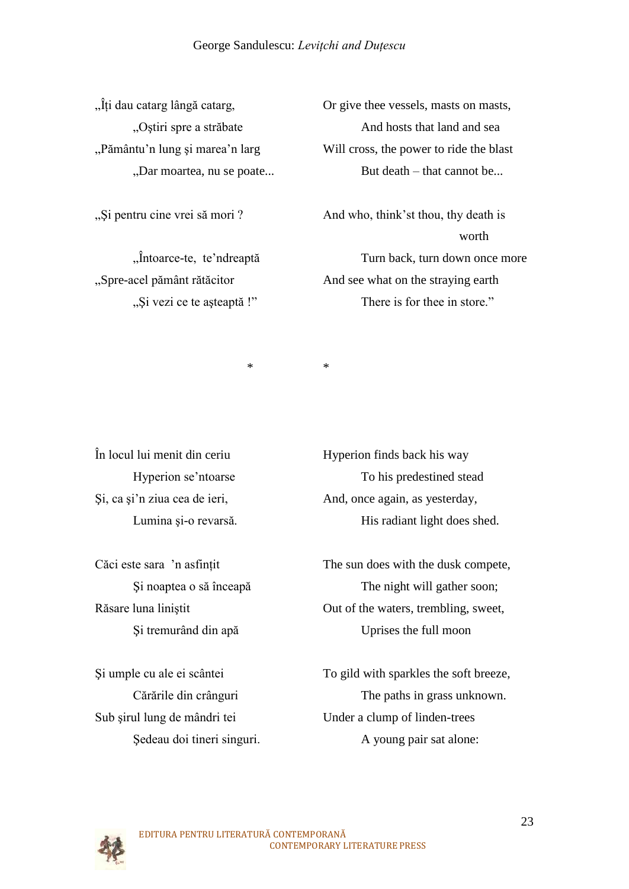| | |
|---|---|
| „Îți dau catarg lângă catarg, | Or give thee vessels, masts on masts, |
| „Oștiri spre a străbate | And hosts that land and sea |
| „Pământu'n lung și marea'n larg | Will cross, the power to ride the blast |
| „Dar moartea, nu se poate... | But death – that cannot be... |
| | |
| „Și pentru cine vrei să mori ? | And who, think'st thou, thy death is worth |
| | |
| „Întoarce-te, te'ndreaptă | Turn back, turn down once more |
| „Spre-acel pământ rătăcitor | And see what on the straying earth |
| „Și vezi ce te așteaptă !" | There is for thee in store." |

\* \*

| | |
|---|---|
| În locul lui menit din ceriu | Hyperion finds back his way |
| Hyperion se'ntoarse | To his predestined stead |
| Și, ca și'n ziua cea de ieri, | And, once again, as yesterday, |
| Lumina și-o revarsă. | His radiant light does shed. |
| | |
| Căci este sara 'n asfințit | The sun does with the dusk compete, |
| Și noaptea o să înceapă | The night will gather soon; |
| Răsare luna liniștit | Out of the waters, trembling, sweet, |
| Și tremurând din apă | Uprises the full moon |
| | |
| Și umple cu ale ei scântei | To gild with sparkles the soft breeze, |
| Cărările din crânguri | The paths in grass unknown. |
| Sub șirul lung de mândri tei | Under a clump of linden-trees |
| Ședeau doi tineri singuri. | A young pair sat alone: |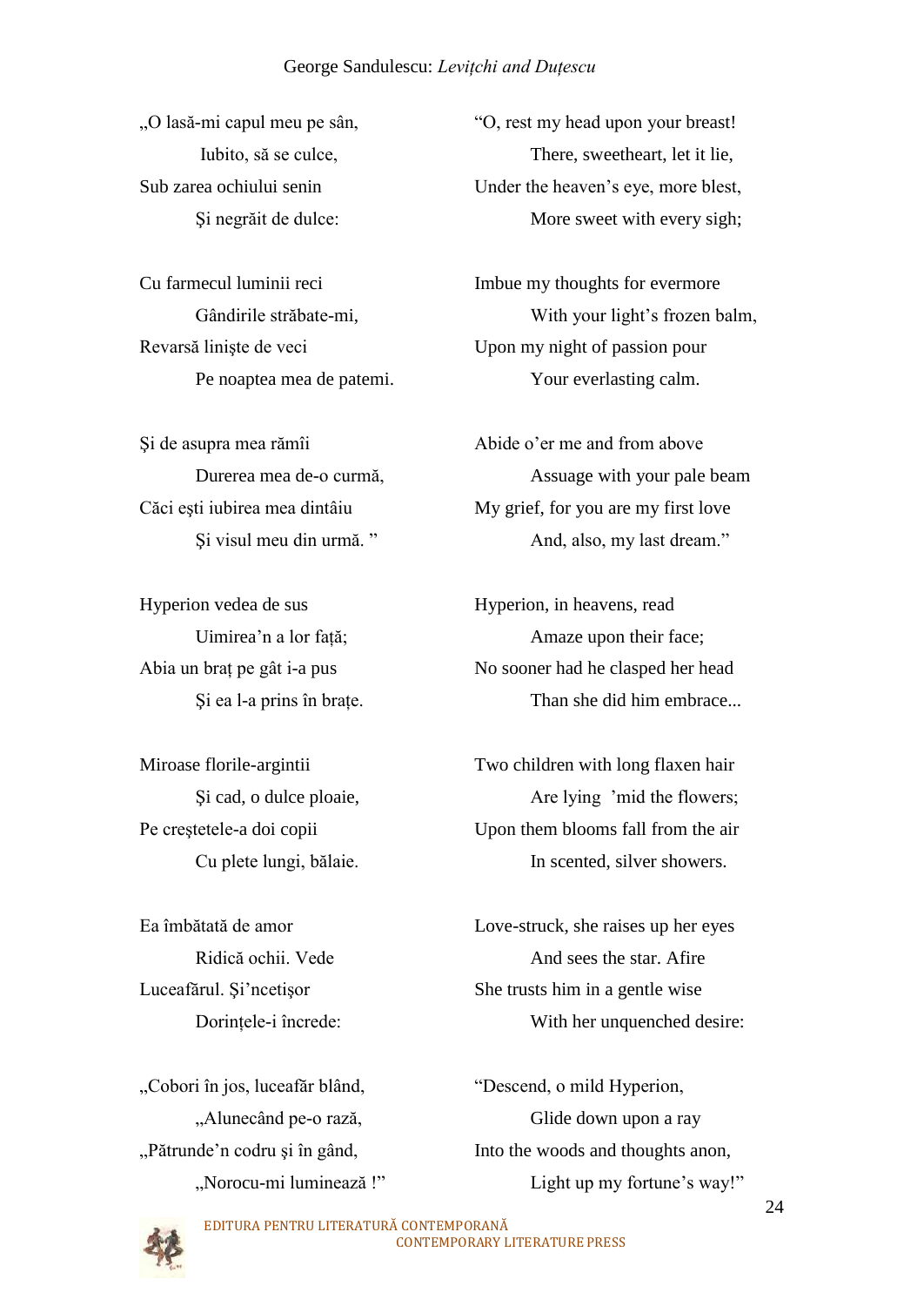„O lasă-mi capul meu pe sân,
Iubito, să se culce,
Sub zarea ochiului senin
Şi negrăit de dulce:

Cu farmecul luminii reci
Gândirile străbate-mi,
Revarsă linişte de veci
Pe noaptea mea de patemi.

Şi de asupra mea rămîi
Durerea mea de-o curmă,
Căci eşti iubirea mea dintâiu
Şi visul meu din urmă. ”

Hyperion vedea de sus
Uimirea'n a lor faţă;
Abia un braț pe gât i-a pus
Și ea l-a prins în brațe.

Miroase florile-argintii
Şi cad, o dulce ploaie,
Pe creştetele-a doi copii
Cu plete lungi, bălaie.

Ea îmbătată de amor
Ridică ochii. Vede
Luceafărul. Şi'ncetişor
Dorințele-i încrede:

„Cobori în jos, luceafăr blând,
„Alunecând pe-o rază,
„Pătrunde'n codru şi în gând,
„Norocu-mi luminează !"

"O, rest my head upon your breast!
There, sweetheart, let it lie,
Under the heaven's eye, more blest,
More sweet with every sigh;

Imbue my thoughts for evermore
With your light's frozen balm,
Upon my night of passion pour
Your everlasting calm.

Abide o'er me and from above
Assuage with your pale beam
My grief, for you are my first love
And, also, my last dream."

Hyperion, in heavens, read
Amaze upon their face;
No sooner had he clasped her head
Than she did him embrace...

Two children with long flaxen hair
Are lying 'mid the flowers;
Upon them blooms fall from the air
In scented, silver showers.

Love-struck, she raises up her eyes
And sees the star. Afire
She trusts him in a gentle wise
With her unquenched desire:

"Descend, o mild Hyperion,
Glide down upon a ray
Into the woods and thoughts anon,
Light up my fortune's way!"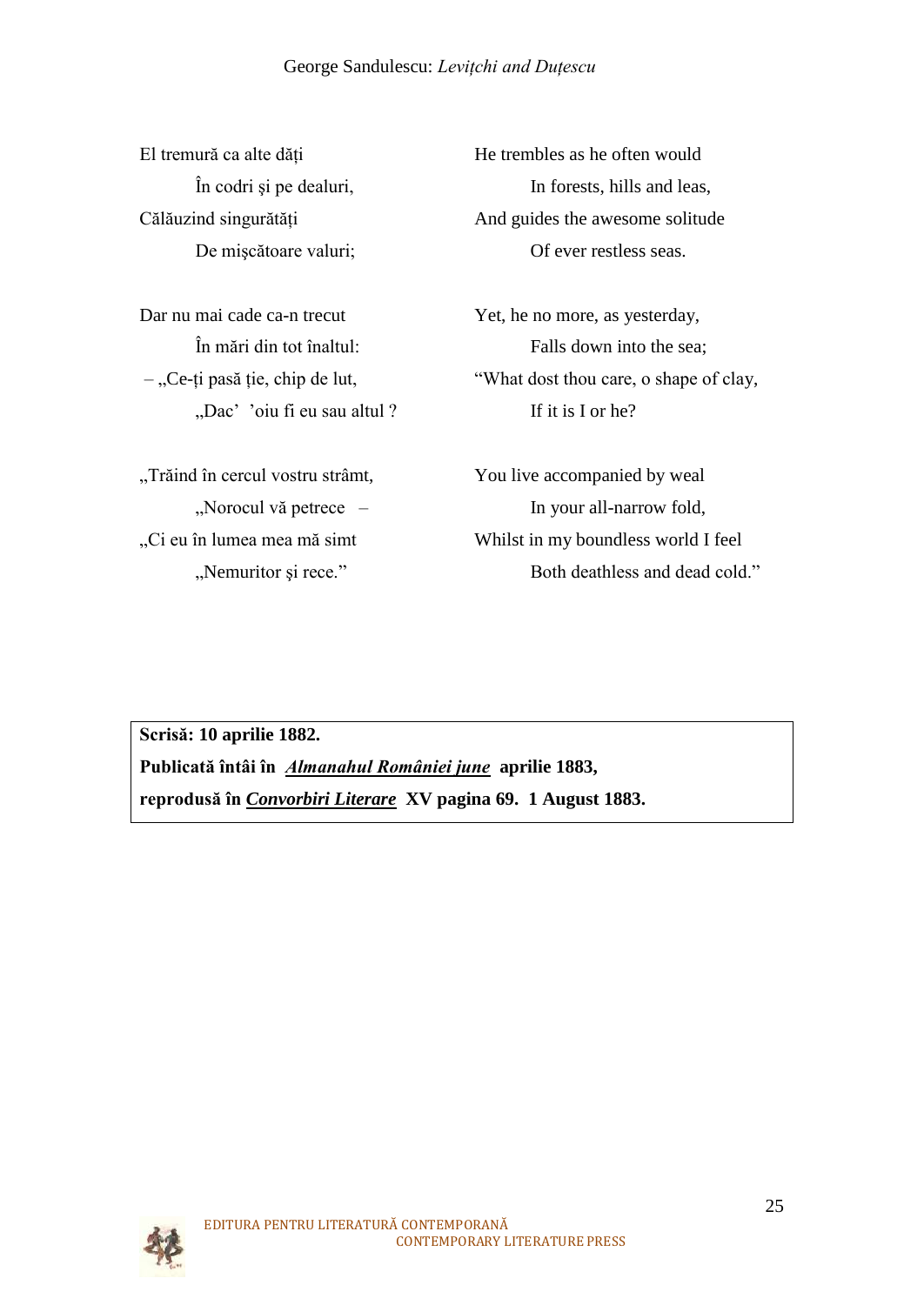El tremură ca alte dăţi
  În codri şi pe dealuri,
Călăuzind singurătăţi
  De mişcătoare valuri;

Dar nu mai cade ca-n trecut
  În mări din tot înaltul:
– „Ce-ţi pasă ţie, chip de lut,
  „Dac' 'oiu fi eu sau altul ?

„Trăind în cercul vostru strâmt,
  „Norocul vă petrece –
„Ci eu în lumea mea mă simt
  „Nemuritor şi rece."

He trembles as he often would
  In forests, hills and leas,
And guides the awesome solitude
  Of ever restless seas.

Yet, he no more, as yesterday,
  Falls down into the sea;
"What dost thou care, o shape of clay,
  If it is I or he?

You live accompanied by weal
  In your all-narrow fold,
Whilst in my boundless world I feel
  Both deathless and dead cold."

**Scrisă: 10 aprilie 1882.**
**Publicată întâi în *Almanahul României june* aprilie 1883,**
**reprodusă în *Convorbiri Literare* XV pagina 69. 1 August 1883.**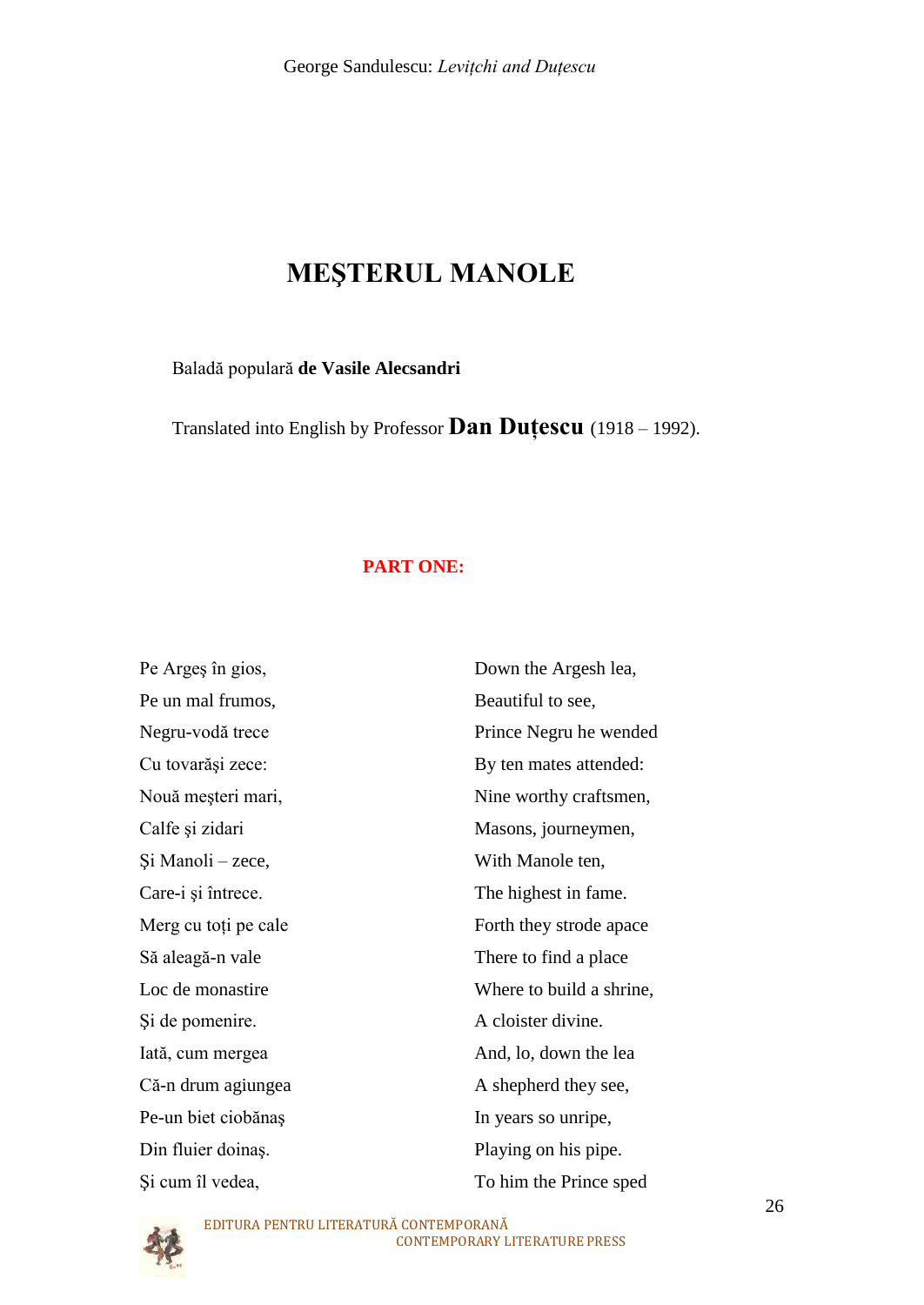# MEŞTERUL MANOLE

Baladă populară **de Vasile Alecsandri**

Translated into English by Professor **Dan Duțescu** (1918 – 1992).

**PART ONE:**

| | |
|---|---|
| Pe Argeş în gios, | Down the Argesh lea, |
| Pe un mal frumos, | Beautiful to see, |
| Negru-vodă trece | Prince Negru he wended |
| Cu tovarăşi zece: | By ten mates attended: |
| Nouă meşteri mari, | Nine worthy craftsmen, |
| Calfe şi zidari | Masons, journeymen, |
| Şi Manoli – zece, | With Manole ten, |
| Care-i şi întrece. | The highest in fame. |
| Merg cu toți pe cale | Forth they strode apace |
| Să aleagă-n vale | There to find a place |
| Loc de monastire | Where to build a shrine, |
| Şi de pomenire. | A cloister divine. |
| Iată, cum mergea | And, lo, down the lea |
| Că-n drum agiungea | A shepherd they see, |
| Pe-un biet ciobănaş | In years so unripe, |
| Din fluier doinaş. | Playing on his pipe. |
| Şi cum îl vedea, | To him the Prince sped |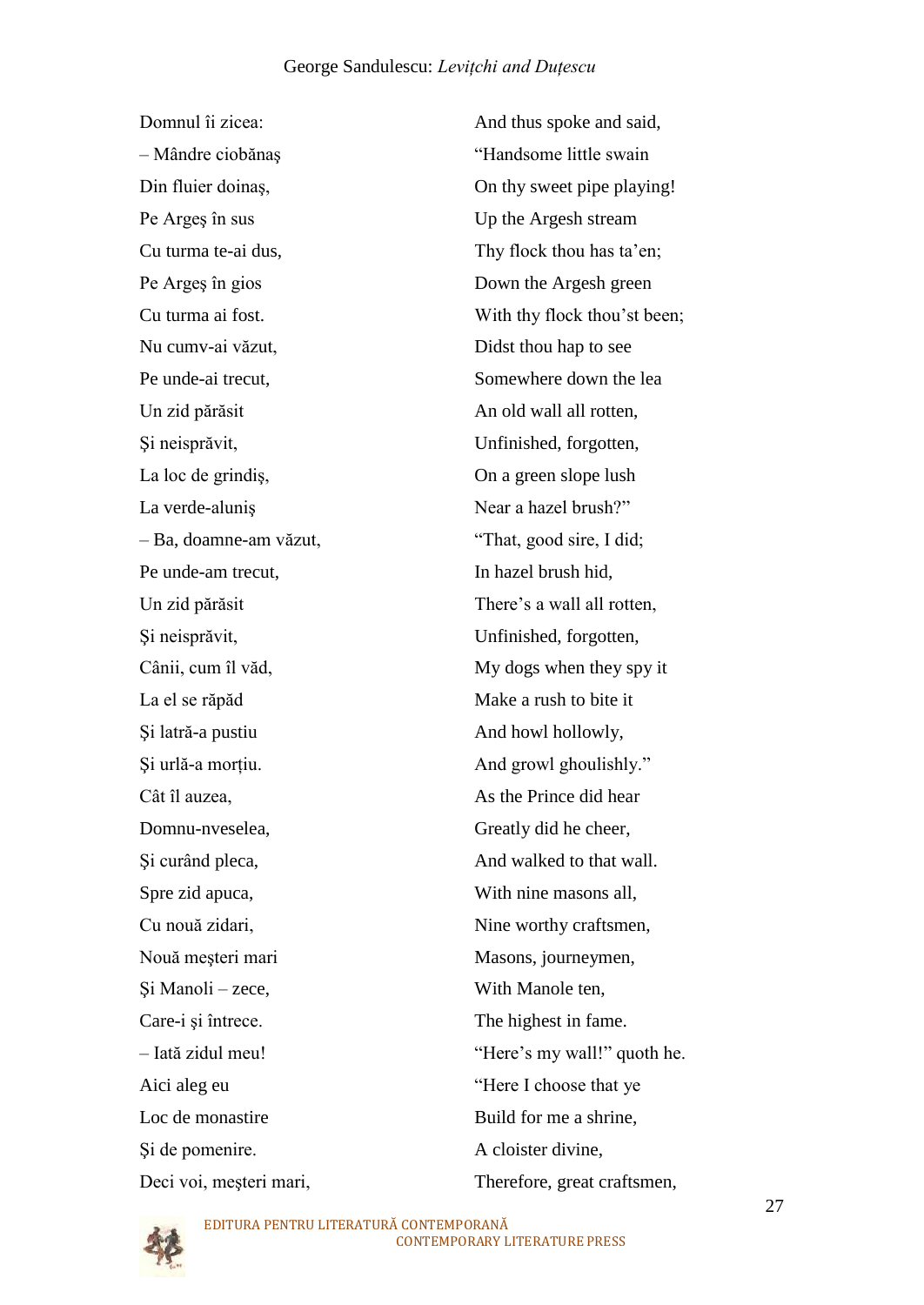| | |
|---|---|
| Domnul îi zicea: | And thus spoke and said, |
| – Mândre ciobănaş | “Handsome little swain |
| Din fluier doinaş, | On thy sweet pipe playing! |
| Pe Argeş în sus | Up the Argesh stream |
| Cu turma te-ai dus, | Thy flock thou has ta’en; |
| Pe Argeş în gios | Down the Argesh green |
| Cu turma ai fost. | With thy flock thou’st been; |
| Nu cumv-ai văzut, | Didst thou hap to see |
| Pe unde-ai trecut, | Somewhere down the lea |
| Un zid părăsit | An old wall all rotten, |
| Şi neisprăvit, | Unfinished, forgotten, |
| La loc de grindiş, | On a green slope lush |
| La verde-aluniş | Near a hazel brush?” |
| – Ba, doamne-am văzut, | “That, good sire, I did; |
| Pe unde-am trecut, | In hazel brush hid, |
| Un zid părăsit | There’s a wall all rotten, |
| Şi neisprăvit, | Unfinished, forgotten, |
| Cânii, cum îl văd, | My dogs when they spy it |
| La el se răpăd | Make a rush to bite it |
| Şi latră-a pustiu | And howl hollowly, |
| Şi urlă-a morţiu. | And growl ghoulishly.” |
| Cât îl auzea, | As the Prince did hear |
| Domnu-nveselea, | Greatly did he cheer, |
| Şi curând pleca, | And walked to that wall. |
| Spre zid apuca, | With nine masons all, |
| Cu nouă zidari, | Nine worthy craftsmen, |
| Nouă meşteri mari | Masons, journeymen, |
| Şi Manoli – zece, | With Manole ten, |
| Care-i şi întrece. | The highest in fame. |
| – Iată zidul meu! | “Here’s my wall!” quoth he. |
| Aici aleg eu | “Here I choose that ye |
| Loc de monastire | Build for me a shrine, |
| Şi de pomenire. | A cloister divine, |
| Deci voi, meşteri mari, | Therefore, great craftsmen, |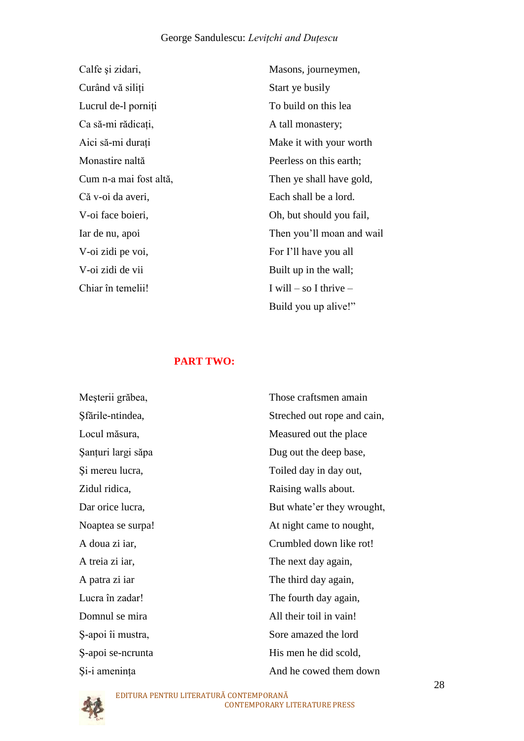| | |
|---|---|
| Calfe şi zidari, | Masons, journeymen, |
| Curând vă siliți | Start ye busily |
| Lucrul de-l porniți | To build on this lea |
| Ca să-mi rădicați, | A tall monastery; |
| Aici să-mi durați | Make it with your worth |
| Monastire naltă | Peerless on this earth; |
| Cum n-a mai fost altă, | Then ye shall have gold, |
| Că v-oi da averi, | Each shall be a lord. |
| V-oi face boieri, | Oh, but should you fail, |
| Iar de nu, apoi | Then you'll moan and wail |
| V-oi zidi pe voi, | For I'll have you all |
| V-oi zidi de vii | Built up in the wall; |
| Chiar în temelii! | I will – so I thrive – |
| | Build you up alive!" |

## PART TWO:

| | |
|---|---|
| Meşterii grăbea, | Those craftsmen amain |
| Şfările-ntindea, | Streched out rope and cain, |
| Locul măsura, | Measured out the place |
| Şanțuri largi săpa | Dug out the deep base, |
| Şi mereu lucra, | Toiled day in day out, |
| Zidul ridica, | Raising walls about. |
| Dar orice lucra, | But whate'er they wrought, |
| Noaptea se surpa! | At night came to nought, |
| A doua zi iar, | Crumbled down like rot! |
| A treia zi iar, | The next day again, |
| A patra zi iar | The third day again, |
| Lucra în zadar! | The fourth day again, |
| Domnul se mira | All their toil in vain! |
| Ş-apoi îi mustra, | Sore amazed the lord |
| Ş-apoi se-ncrunta | His men he did scold, |
| Şi-i amenința | And he cowed them down |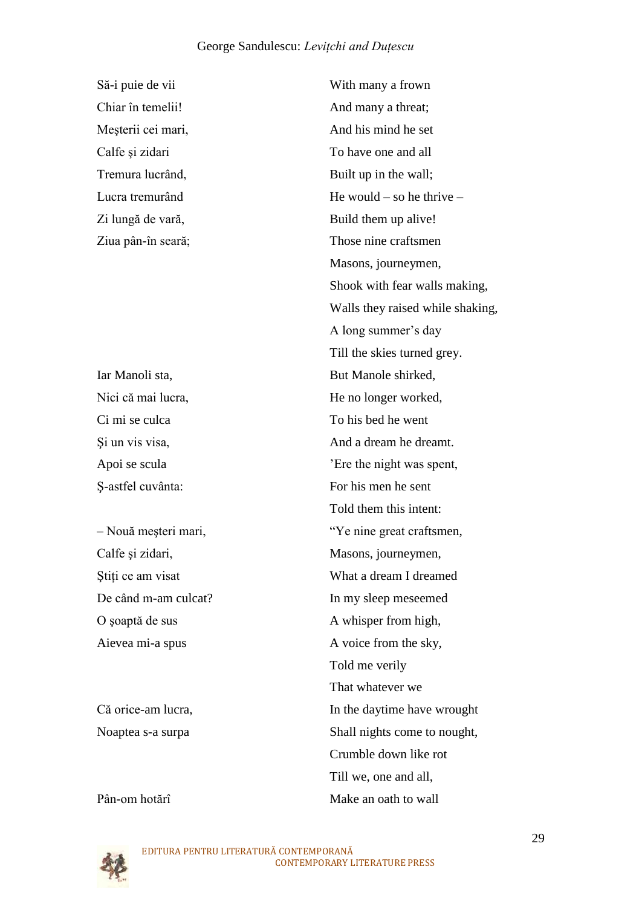| | |
|---|---|
| Să-i puie de vii | With many a frown |
| Chiar în temelii! | And many a threat; |
| Meşterii cei mari, | And his mind he set |
| Calfe şi zidari | To have one and all |
| Tremura lucrând, | Built up in the wall; |
| Lucra tremurând | He would – so he thrive – |
| Zi lungă de vară, | Build them up alive! |
| Ziua pân-în seară; | Those nine craftsmen |
| | Masons, journeymen, |
| | Shook with fear walls making, |
| | Walls they raised while shaking, |
| | A long summer's day |
| | Till the skies turned grey. |
| Iar Manoli sta, | But Manole shirked, |
| Nici că mai lucra, | He no longer worked, |
| Ci mi se culca | To his bed he went |
| Şi un vis visa, | And a dream he dreamt. |
| Apoi se scula | 'Ere the night was spent, |
| Ş-astfel cuvânta: | For his men he sent |
| | Told them this intent: |
| – Nouă meşteri mari, | "Ye nine great craftsmen, |
| Calfe şi zidari, | Masons, journeymen, |
| Ştiţi ce am visat | What a dream I dreamed |
| De când m-am culcat? | In my sleep meseemed |
| O şoaptă de sus | A whisper from high, |
| Aievea mi-a spus | A voice from the sky, |
| | Told me verily |
| | That whatever we |
| Că orice-am lucra, | In the daytime have wrought |
| Noaptea s-a surpa | Shall nights come to nought, |
| | Crumble down like rot |
| | Till we, one and all, |
| Pân-om hotărî | Make an oath to wall |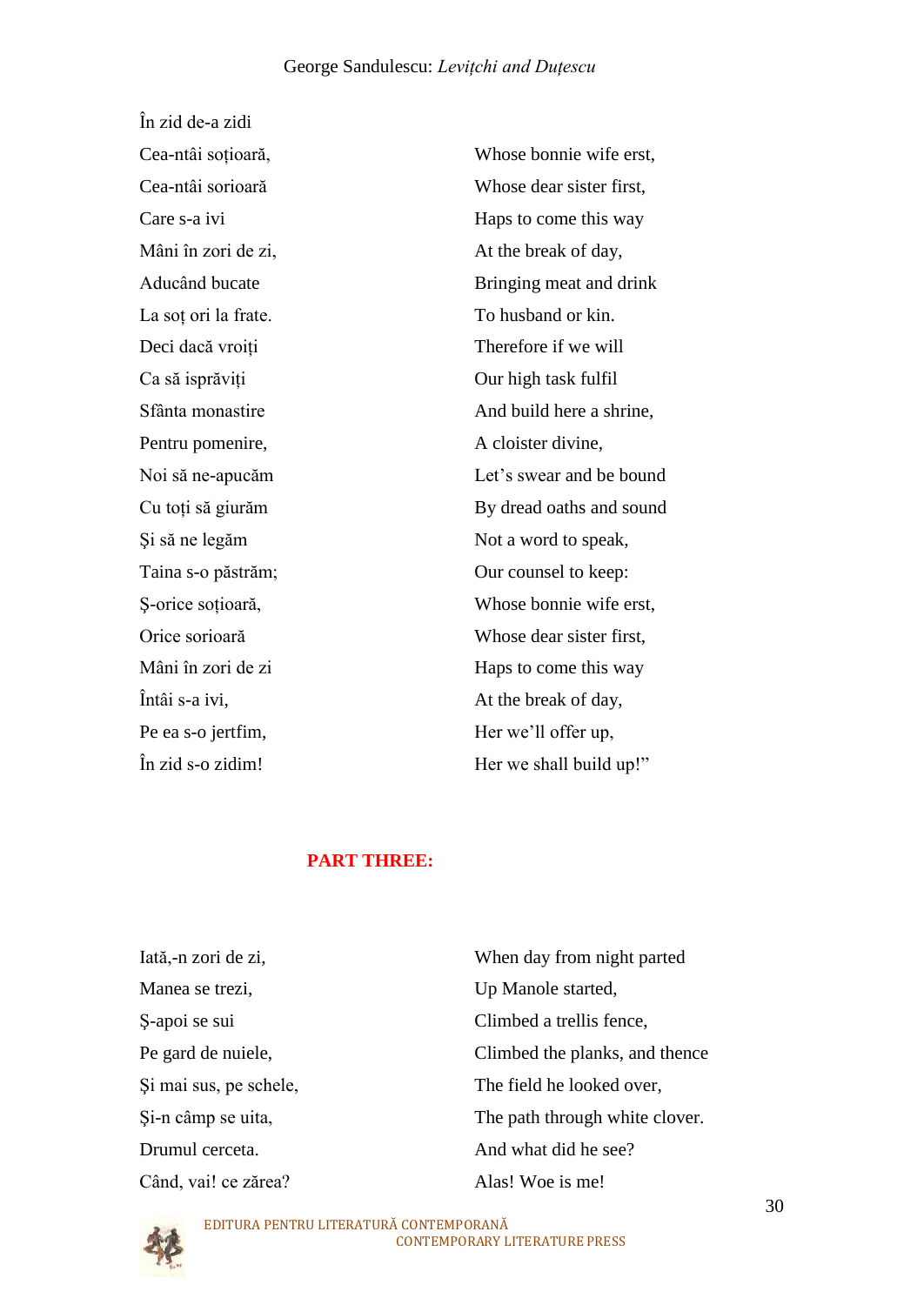| | |
|---|---|
| În zid de-a zidi | |
| Cea-ntâi soțioară, | Whose bonnie wife erst, |
| Cea-ntâi sorioară | Whose dear sister first, |
| Care s-a ivi | Haps to come this way |
| Mâni în zori de zi, | At the break of day, |
| Aducând bucate | Bringing meat and drink |
| La soț ori la frate. | To husband or kin. |
| Deci dacă vroiți | Therefore if we will |
| Ca să isprăviți | Our high task fulfil |
| Sfânta monastire | And build here a shrine, |
| Pentru pomenire, | A cloister divine, |
| Noi să ne-apucăm | Let's swear and be bound |
| Cu toți să giurăm | By dread oaths and sound |
| Și să ne legăm | Not a word to speak, |
| Taina s-o păstrăm; | Our counsel to keep: |
| Ș-orice soțioară, | Whose bonnie wife erst, |
| Orice sorioară | Whose dear sister first, |
| Mâni în zori de zi | Haps to come this way |
| Întâi s-a ivi, | At the break of day, |
| Pe ea s-o jertfim, | Her we'll offer up, |
| În zid s-o zidim! | Her we shall build up!" |

## PART THREE:

| | |
|---|---|
| Iată,-n zori de zi, | When day from night parted |
| Manea se trezi, | Up Manole started, |
| Ș-apoi se sui | Climbed a trellis fence, |
| Pe gard de nuiele, | Climbed the planks, and thence |
| Și mai sus, pe schele, | The field he looked over, |
| Și-n câmp se uita, | The path through white clover. |
| Drumul cerceta. | And what did he see? |
| Când, vai! ce zărea? | Alas! Woe is me! |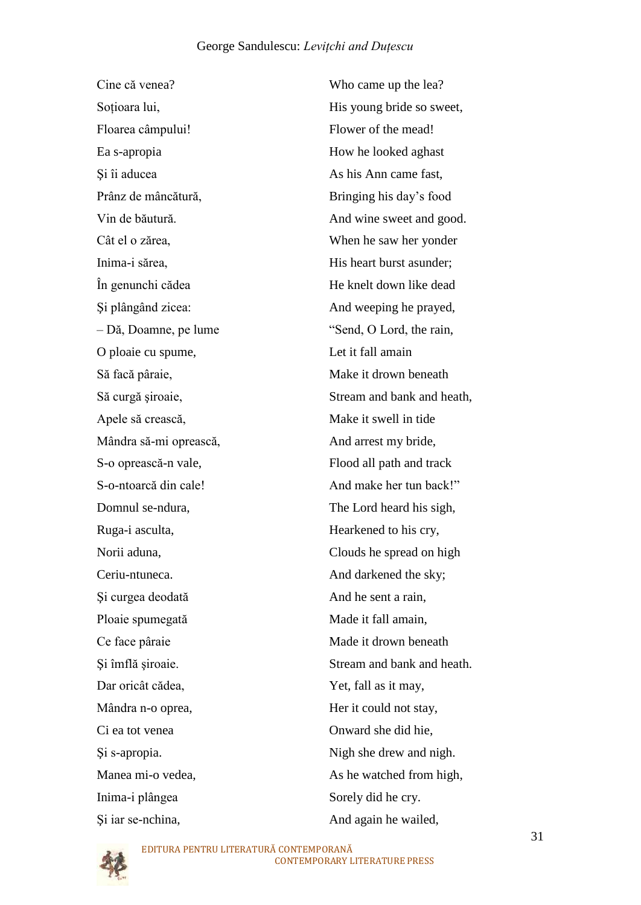| | |
|---|---|
| Cine că venea? | Who came up the lea? |
| Soțioara lui, | His young bride so sweet, |
| Floarea câmpului! | Flower of the mead! |
| Ea s-apropia | How he looked aghast |
| Și îi aducea | As his Ann came fast, |
| Prânz de mâncătură, | Bringing his day's food |
| Vin de băutură. | And wine sweet and good. |
| Cât el o zărea, | When he saw her yonder |
| Inima-i sărea, | His heart burst asunder; |
| În genunchi cădea | He knelt down like dead |
| Și plângând zicea: | And weeping he prayed, |
| – Dă, Doamne, pe lume | "Send, O Lord, the rain, |
| O ploaie cu spume, | Let it fall amain |
| Să facă pâraie, | Make it drown beneath |
| Să curgă șiroaie, | Stream and bank and heath, |
| Apele să crească, | Make it swell in tide |
| Mândra să-mi oprească, | And arrest my bride, |
| S-o oprească-n vale, | Flood all path and track |
| S-o-ntoarcă din cale! | And make her tun back!" |
| Domnul se-ndura, | The Lord heard his sigh, |
| Ruga-i asculta, | Hearkened to his cry, |
| Norii aduna, | Clouds he spread on high |
| Ceriu-ntuneca. | And darkened the sky; |
| Și curgea deodată | And he sent a rain, |
| Ploaie spumegată | Made it fall amain, |
| Ce face pâraie | Made it drown beneath |
| Și îmflă șiroaie. | Stream and bank and heath. |
| Dar oricât cădea, | Yet, fall as it may, |
| Mândra n-o oprea, | Her it could not stay, |
| Ci ea tot venea | Onward she did hie, |
| Și s-apropia. | Nigh she drew and nigh. |
| Manea mi-o vedea, | As he watched from high, |
| Inima-i plângea | Sorely did he cry. |
| Și iar se-nchina, | And again he wailed, |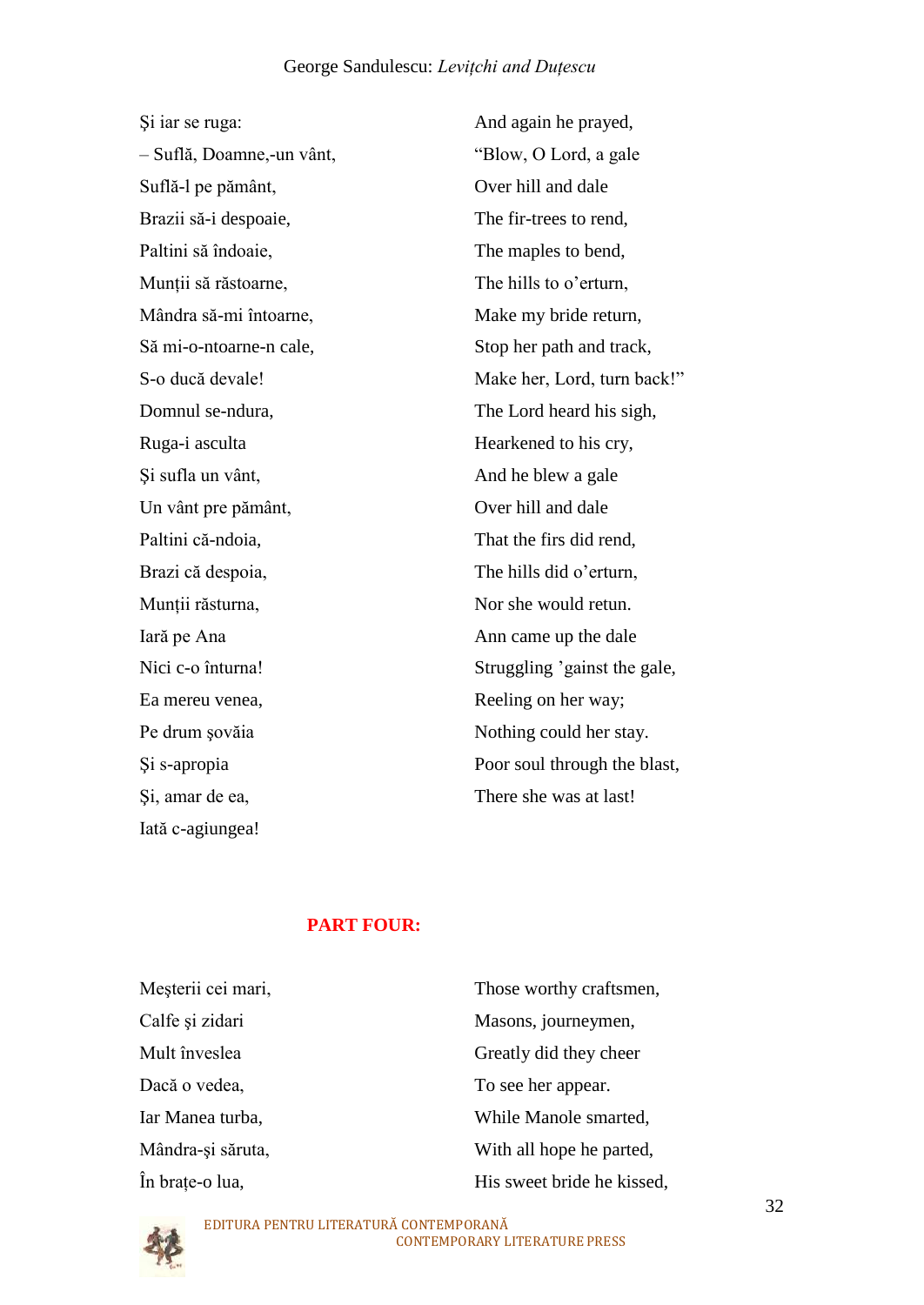| | |
|---|---|
| Şi iar se ruga: | And again he prayed, |
| – Suflă, Doamne,-un vânt, | “Blow, O Lord, a gale |
| Suflă-l pe pământ, | Over hill and dale |
| Brazii să-i despoaie, | The fir-trees to rend, |
| Paltini să îndoaie, | The maples to bend, |
| Munții să răstoarne, | The hills to o’erturn, |
| Mândra să-mi întoarne, | Make my bride return, |
| Să mi-o-ntoarne-n cale, | Stop her path and track, |
| S-o ducă devale! | Make her, Lord, turn back!” |
| Domnul se-ndura, | The Lord heard his sigh, |
| Ruga-i asculta | Hearkened to his cry, |
| Şi sufla un vânt, | And he blew a gale |
| Un vânt pre pământ, | Over hill and dale |
| Paltini că-ndoia, | That the firs did rend, |
| Brazi că despoia, | The hills did o’erturn, |
| Munții răsturna, | Nor she would retun. |
| Iară pe Ana | Ann came up the dale |
| Nici c-o înturna! | Struggling ’gainst the gale, |
| Ea mereu venea, | Reeling on her way; |
| Pe drum şovăia | Nothing could her stay. |
| Şi s-apropia | Poor soul through the blast, |
| Şi, amar de ea, | There she was at last! |
| Iată c-agiungea! | |

## PART FOUR:

| | |
|---|---|
| Meşterii cei mari, | Those worthy craftsmen, |
| Calfe şi zidari | Masons, journeymen, |
| Mult înveslea | Greatly did they cheer |
| Dacă o vedea, | To see her appear. |
| Iar Manea turba, | While Manole smarted, |
| Mândra-şi săruta, | With all hope he parted, |
| În brațe-o lua, | His sweet bride he kissed, |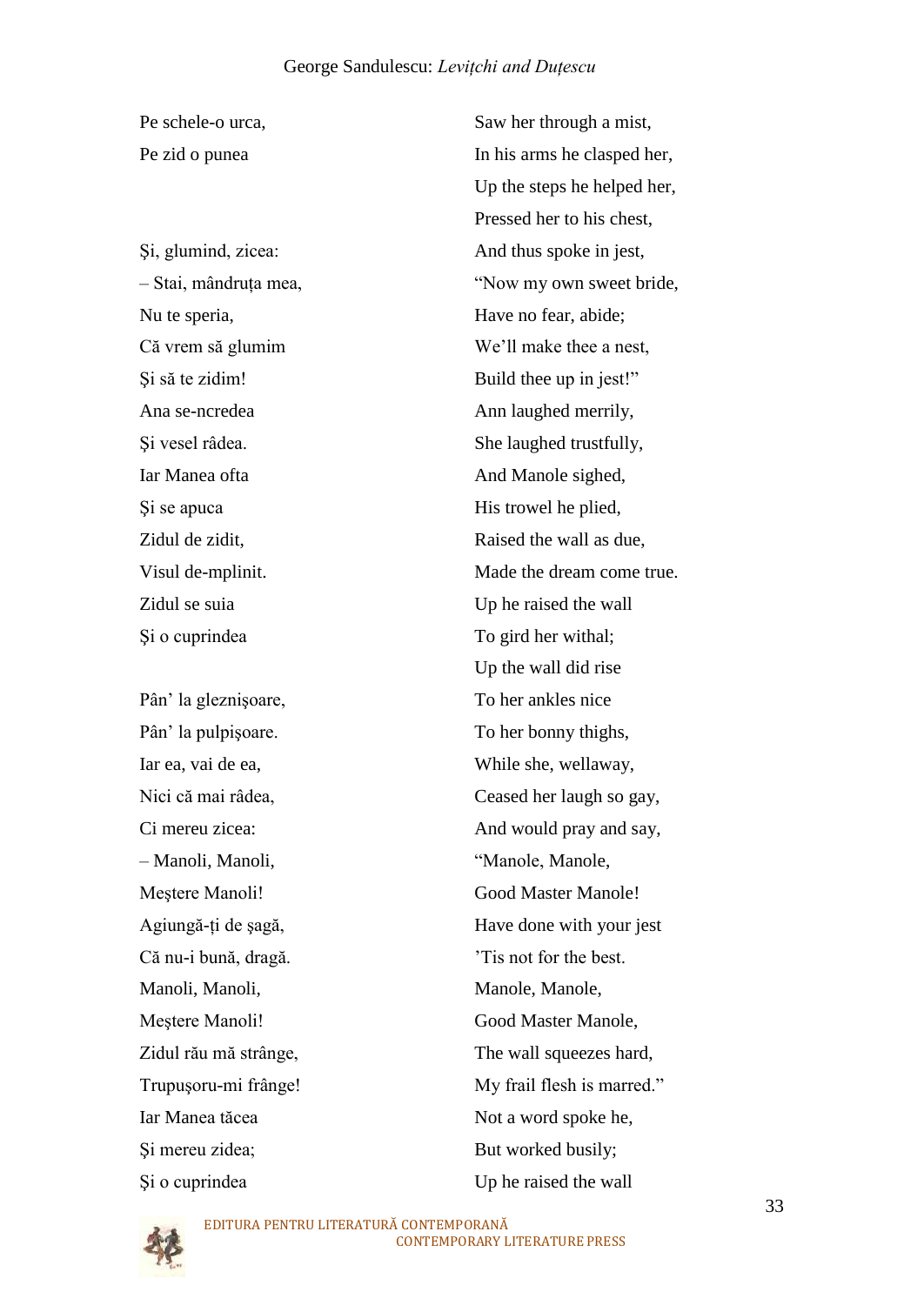| | |
|---|---|
| Pe schele-o urca, | Saw her through a mist, |
| Pe zid o punea | In his arms he clasped her, |
| | Up the steps he helped her, |
| | Pressed her to his chest, |
| Şi, glumind, zicea: | And thus spoke in jest, |
| – Stai, mândruța mea, | “Now my own sweet bride, |
| Nu te speria, | Have no fear, abide; |
| Că vrem să glumim | We’ll make thee a nest, |
| Şi să te zidim! | Build thee up in jest!” |
| Ana se-ncredea | Ann laughed merrily, |
| Şi vesel râdea. | She laughed trustfully, |
| Iar Manea ofta | And Manole sighed, |
| Şi se apuca | His trowel he plied, |
| Zidul de zidit, | Raised the wall as due, |
| Visul de-mplinit. | Made the dream come true. |
| Zidul se suia | Up he raised the wall |
| Şi o cuprindea | To gird her withal; |
| | Up the wall did rise |
| Pân’ la gleznişoare, | To her ankles nice |
| Pân’ la pulpişoare. | To her bonny thighs, |
| Iar ea, vai de ea, | While she, wellaway, |
| Nici că mai râdea, | Ceased her laugh so gay, |
| Ci mereu zicea: | And would pray and say, |
| – Manoli, Manoli, | “Manole, Manole, |
| Meştere Manoli! | Good Master Manole! |
| Agiungă-ți de şagă, | Have done with your jest |
| Că nu-i bună, dragă. | ’Tis not for the best. |
| Manoli, Manoli, | Manole, Manole, |
| Meştere Manoli! | Good Master Manole, |
| Zidul rău mă strânge, | The wall squeezes hard, |
| Trupuşoru-mi frânge! | My frail flesh is marred.” |
| Iar Manea tăcea | Not a word spoke he, |
| Şi mereu zidea; | But worked busily; |
| Şi o cuprindea | Up he raised the wall |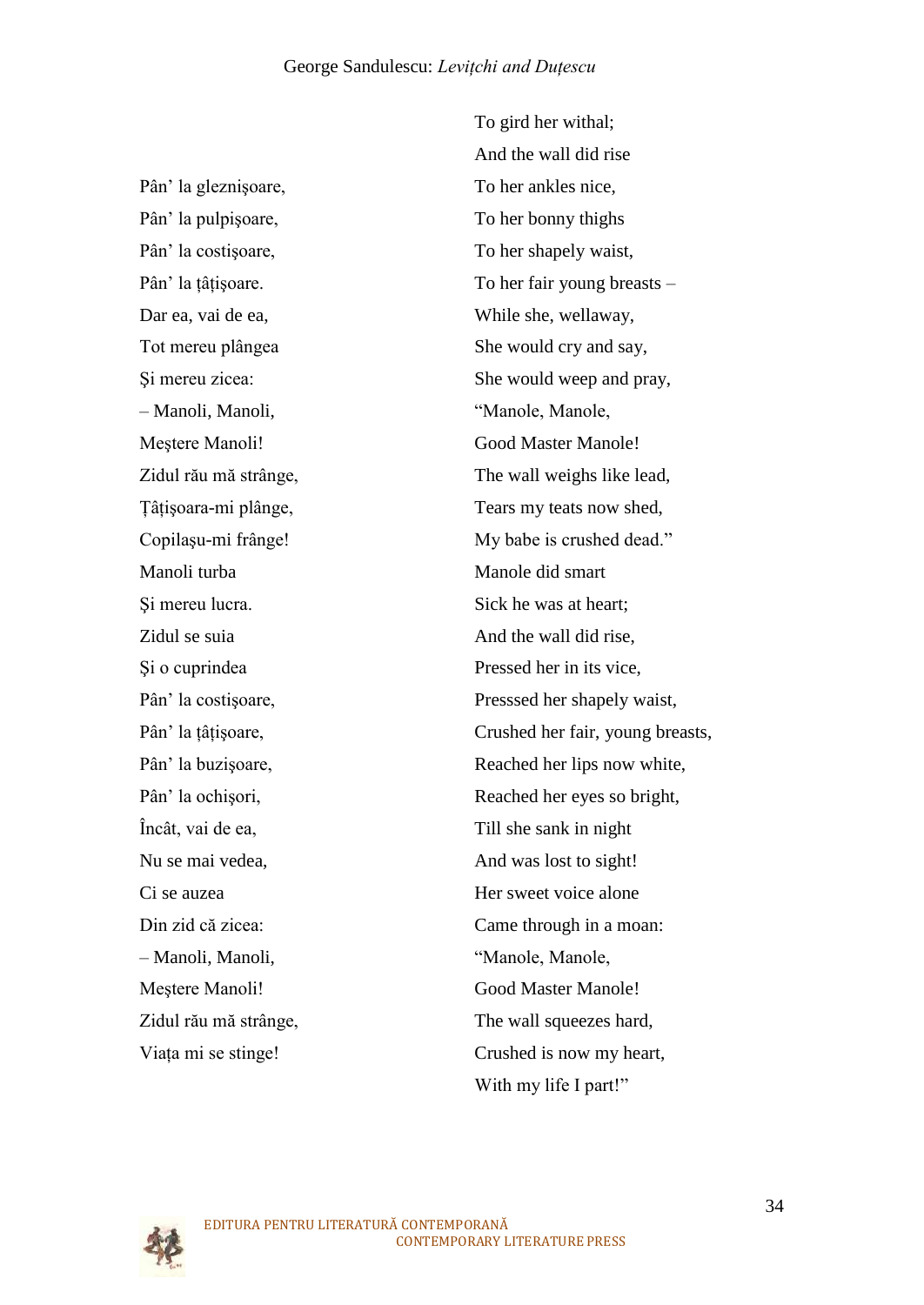| | |
|---|---|
| | To gird her withal; |
| | And the wall did rise |
| Pân' la gleznişoare, | To her ankles nice, |
| Pân' la pulpişoare, | To her bonny thighs |
| Pân' la costişoare, | To her shapely waist, |
| Pân' la țâțişoare. | To her fair young breasts – |
| Dar ea, vai de ea, | While she, wellaway, |
| Tot mereu plângea | She would cry and say, |
| Şi mereu zicea: | She would weep and pray, |
| – Manoli, Manoli, | "Manole, Manole, |
| Meştere Manoli! | Good Master Manole! |
| Zidul rău mă strânge, | The wall weighs like lead, |
| Țâțişoara-mi plânge, | Tears my teats now shed, |
| Copilaşu-mi frânge! | My babe is crushed dead." |
| Manoli turba | Manole did smart |
| Şi mereu lucra. | Sick he was at heart; |
| Zidul se suia | And the wall did rise, |
| Şi o cuprindea | Pressed her in its vice, |
| Pân' la costişoare, | Presssed her shapely waist, |
| Pân' la țâțişoare, | Crushed her fair, young breasts, |
| Pân' la buzişoare, | Reached her lips now white, |
| Pân' la ochişori, | Reached her eyes so bright, |
| Încât, vai de ea, | Till she sank in night |
| Nu se mai vedea, | And was lost to sight! |
| Ci se auzea | Her sweet voice alone |
| Din zid că zicea: | Came through in a moan: |
| – Manoli, Manoli, | "Manole, Manole, |
| Meştere Manoli! | Good Master Manole! |
| Zidul rău mă strânge, | The wall squeezes hard, |
| Viața mi se stinge! | Crushed is now my heart, |
| | With my life I part!" |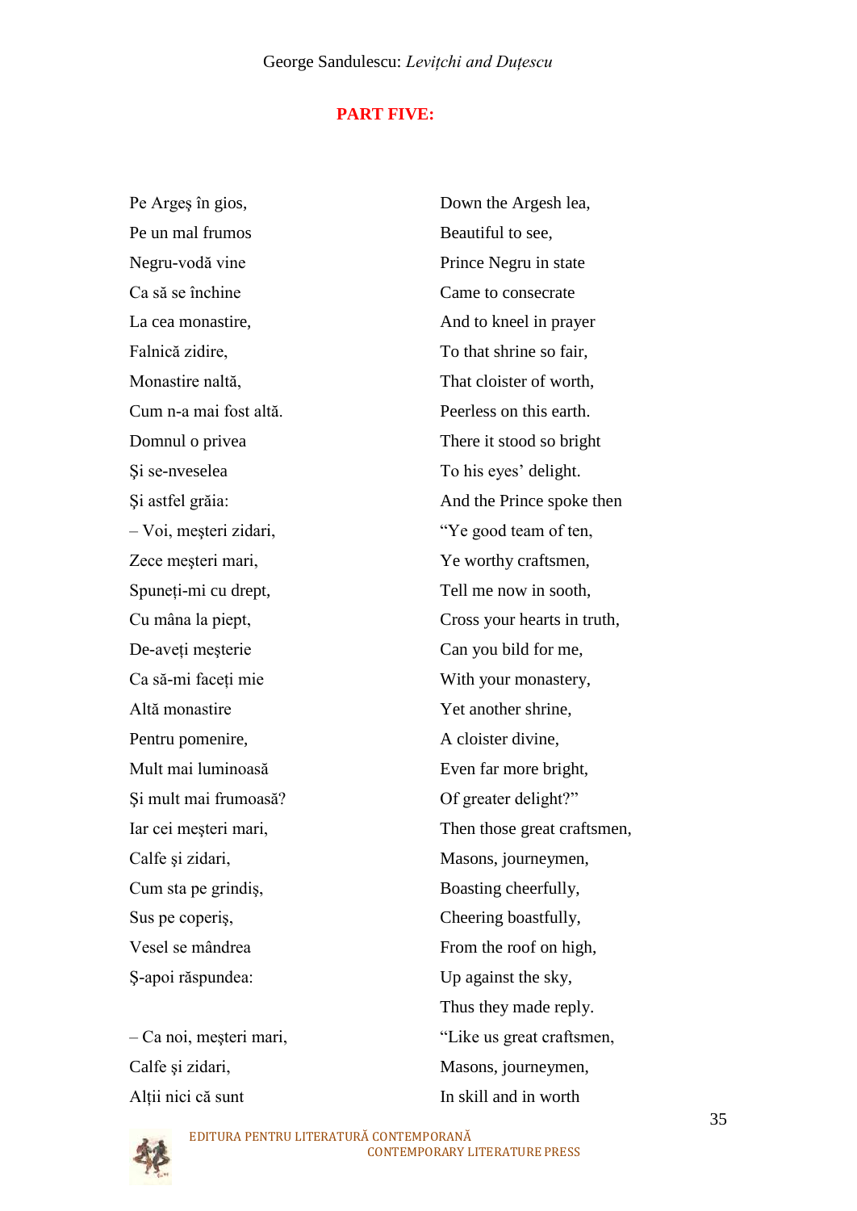**PART FIVE:**

| | |
|---|---|
| Pe Argeş în gios, | Down the Argesh lea, |
| Pe un mal frumos | Beautiful to see, |
| Negru-vodă vine | Prince Negru in state |
| Ca să se închine | Came to consecrate |
| La cea monastire, | And to kneel in prayer |
| Falnică zidire, | To that shrine so fair, |
| Monastire naltă, | That cloister of worth, |
| Cum n-a mai fost altă. | Peerless on this earth. |
| Domnul o privea | There it stood so bright |
| Şi se-nveselea | To his eyes' delight. |
| Şi astfel grăia: | And the Prince spoke then |
| – Voi, meşteri zidari, | "Ye good team of ten, |
| Zece meşteri mari, | Ye worthy craftsmen, |
| Spuneți-mi cu drept, | Tell me now in sooth, |
| Cu mâna la piept, | Cross your hearts in truth, |
| De-aveți meşterie | Can you bild for me, |
| Ca să-mi faceți mie | With your monastery, |
| Altă monastire | Yet another shrine, |
| Pentru pomenire, | A cloister divine, |
| Mult mai luminoasă | Even far more bright, |
| Şi mult mai frumoasă? | Of greater delight?" |
| Iar cei meşteri mari, | Then those great craftsmen, |
| Calfe şi zidari, | Masons, journeymen, |
| Cum sta pe grindiş, | Boasting cheerfully, |
| Sus pe coperiş, | Cheering boastfully, |
| Vesel se mândrea | From the roof on high, |
| Ş-apoi răspundea: | Up against the sky, |
| | Thus they made reply. |
| – Ca noi, meşteri mari, | "Like us great craftsmen, |
| Calfe şi zidari, | Masons, journeymen, |
| Alții nici că sunt | In skill and in worth |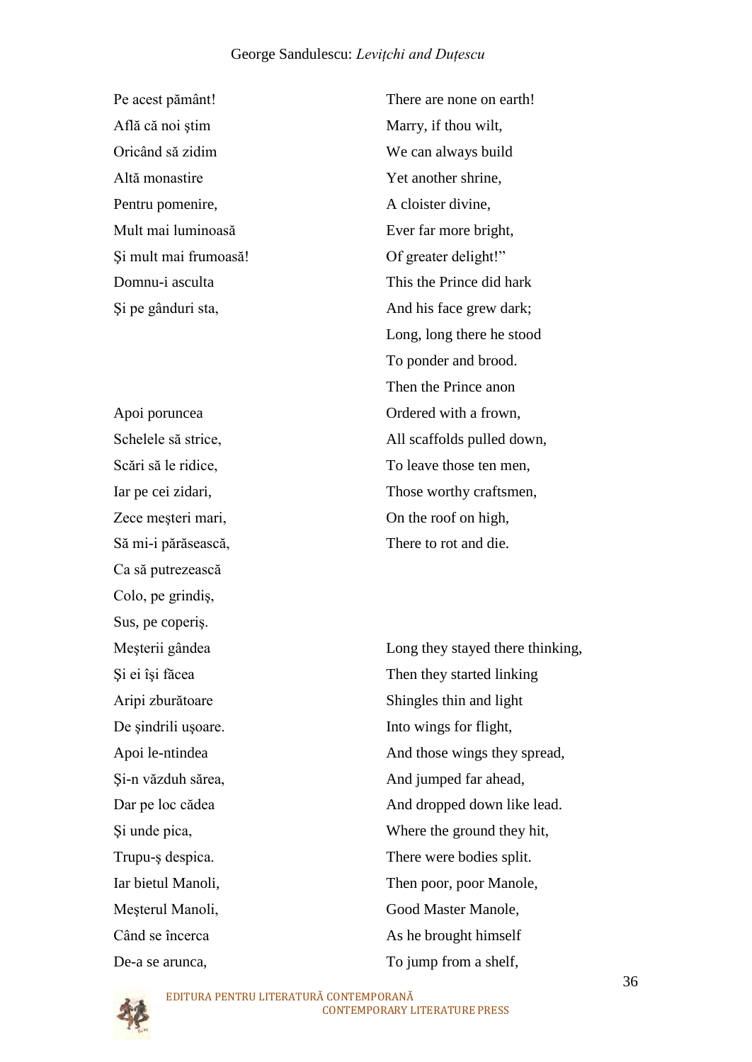| | |
|---|---|
| Pe acest pământ! | There are none on earth! |
| Aflǎ cǎ noi ştim | Marry, if thou wilt, |
| Oricând sǎ zidim | We can always build |
| Altǎ monastire | Yet another shrine, |
| Pentru pomenire, | A cloister divine, |
| Mult mai luminoasǎ | Ever far more bright, |
| Şi mult mai frumoasǎ! | Of greater delight!” |
| Domnu-i asculta | This the Prince did hark |
| Şi pe gânduri sta, | And his face grew dark; |
| | Long, long there he stood |
| | To ponder and brood. |
| | Then the Prince anon |
| Apoi poruncea | Ordered with a frown, |
| Schelele sǎ strice, | All scaffolds pulled down, |
| Scǎri sǎ le ridice, | To leave those ten men, |
| Iar pe cei zidari, | Those worthy craftsmen, |
| Zece meşteri mari, | On the roof on high, |
| Sǎ mi-i pǎrǎseascǎ, | There to rot and die. |
| Ca sǎ putrezeascǎ | |
| Colo, pe grindiş, | |
| Sus, pe coperiş. | |
| Meşterii gândea | Long they stayed there thinking, |
| Şi ei îşi fǎcea | Then they started linking |
| Aripi zburǎtoare | Shingles thin and light |
| De şindrili uşoare. | Into wings for flight, |
| Apoi le-ntindea | And those wings they spread, |
| Şi-n vǎzduh sǎrea, | And jumped far ahead, |
| Dar pe loc cǎdea | And dropped down like lead. |
| Şi unde pica, | Where the ground they hit, |
| Trupu-ş despica. | There were bodies split. |
| Iar bietul Manoli, | Then poor, poor Manole, |
| Meşterul Manoli, | Good Master Manole, |
| Când se încerca | As he brought himself |
| De-a se arunca, | To jump from a shelf, |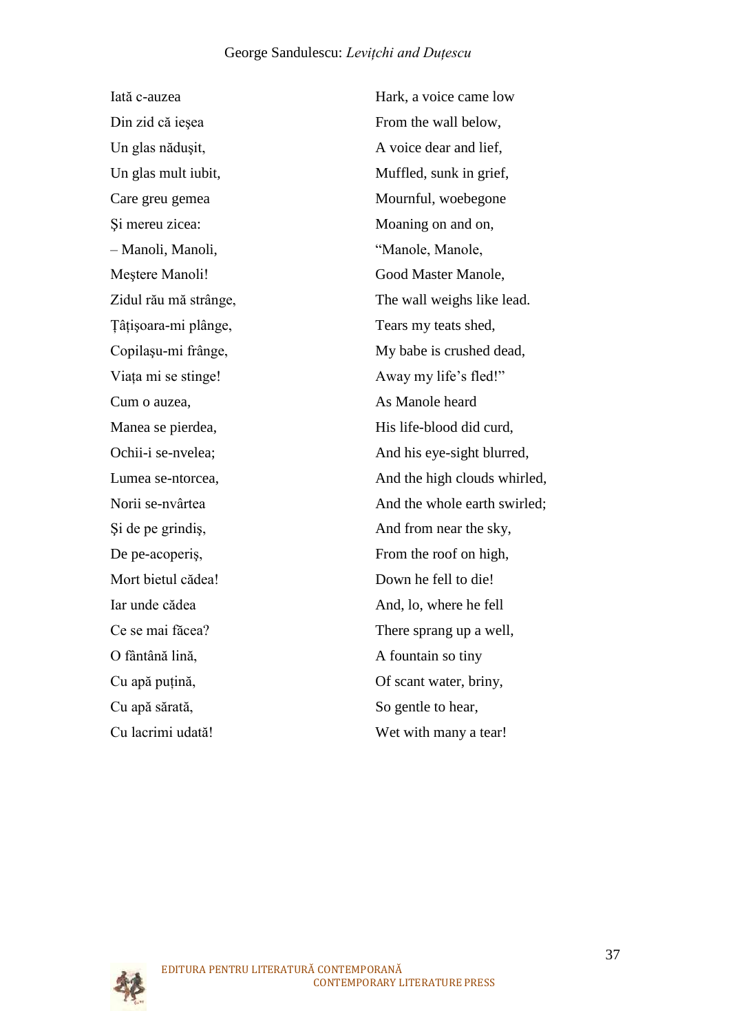| | |
|---|---|
| Iată c-auzea | Hark, a voice came low |
| Din zid că ieşea | From the wall below, |
| Un glas năduşit, | A voice dear and lief, |
| Un glas mult iubit, | Muffled, sunk in grief, |
| Care greu gemea | Mournful, woebegone |
| Şi mereu zicea: | Moaning on and on, |
| – Manoli, Manoli, | “Manole, Manole, |
| Meştere Manoli! | Good Master Manole, |
| Zidul rău mă strânge, | The wall weighs like lead. |
| Ţâţişoara-mi plânge, | Tears my teats shed, |
| Copilaşu-mi frânge, | My babe is crushed dead, |
| Viaţa mi se stinge! | Away my life’s fled!” |
| Cum o auzea, | As Manole heard |
| Manea se pierdea, | His life-blood did curd, |
| Ochii-i se-nvelea; | And his eye-sight blurred, |
| Lumea se-ntorcea, | And the high clouds whirled, |
| Norii se-nvârtea | And the whole earth swirled; |
| Şi de pe grindiş, | And from near the sky, |
| De pe-acoperiş, | From the roof on high, |
| Mort bietul cădea! | Down he fell to die! |
| Iar unde cădea | And, lo, where he fell |
| Ce se mai făcea? | There sprang up a well, |
| O fântână lină, | A fountain so tiny |
| Cu apă puţină, | Of scant water, briny, |
| Cu apă sărată, | So gentle to hear, |
| Cu lacrimi udată! | Wet with many a tear! |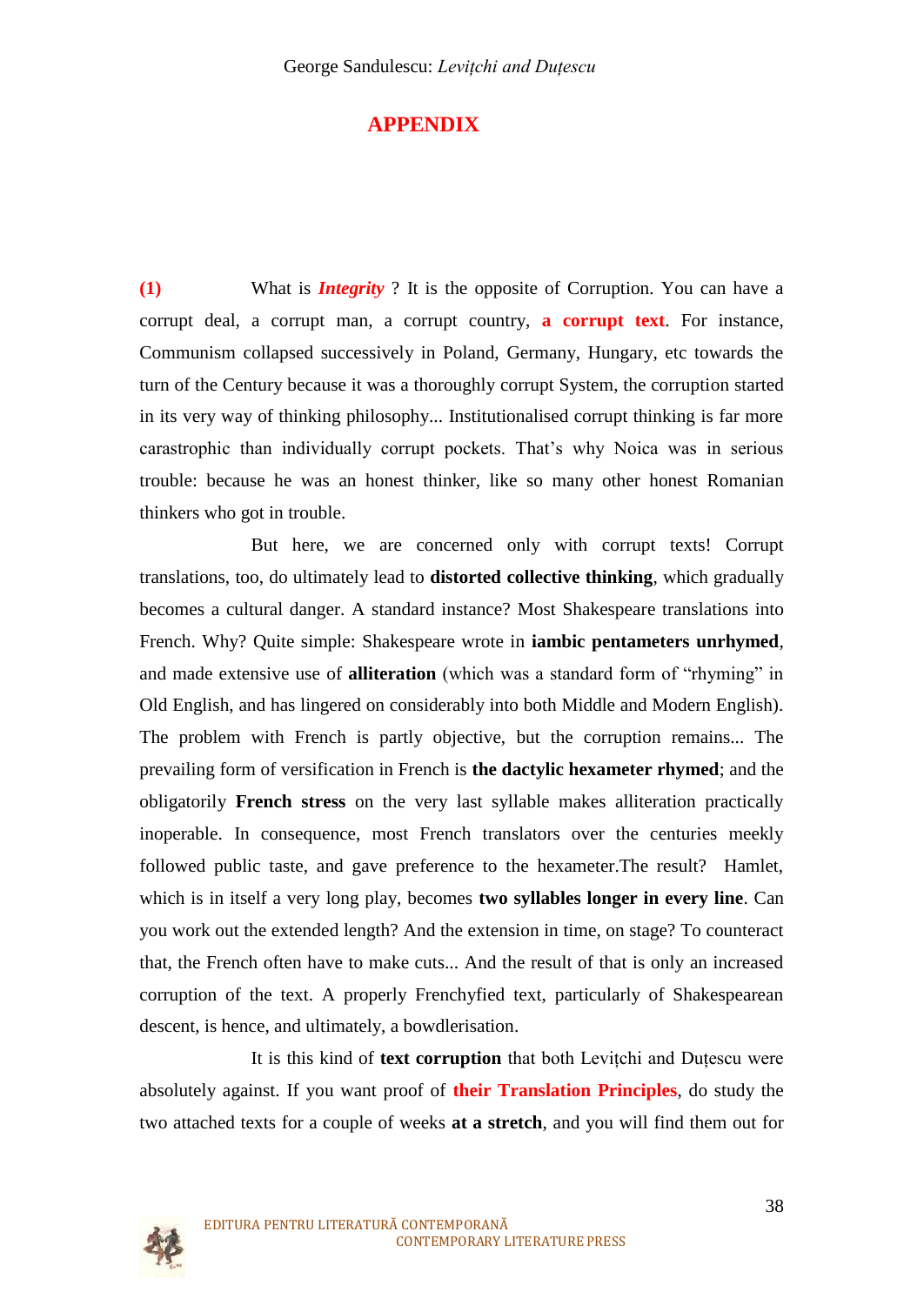# APPENDIX

**(1)** What is ***Integrity*** ? It is the opposite of Corruption. You can have a corrupt deal, a corrupt man, a corrupt country, **a corrupt text**. For instance, Communism collapsed successively in Poland, Germany, Hungary, etc towards the turn of the Century because it was a thoroughly corrupt System, the corruption started in its very way of thinking philosophy... Institutionalised corrupt thinking is far more carastrophic than individually corrupt pockets. That's why Noica was in serious trouble: because he was an honest thinker, like so many other honest Romanian thinkers who got in trouble.

But here, we are concerned only with corrupt texts! Corrupt translations, too, do ultimately lead to **distorted collective thinking**, which gradually becomes a cultural danger. A standard instance? Most Shakespeare translations into French. Why? Quite simple: Shakespeare wrote in **iambic pentameters unrhymed**, and made extensive use of **alliteration** (which was a standard form of "rhyming" in Old English, and has lingered on considerably into both Middle and Modern English). The problem with French is partly objective, but the corruption remains... The prevailing form of versification in French is **the dactylic hexameter rhymed**; and the obligatorily **French stress** on the very last syllable makes alliteration practically inoperable. In consequence, most French translators over the centuries meekly followed public taste, and gave preference to the hexameter.The result? Hamlet, which is in itself a very long play, becomes **two syllables longer in every line**. Can you work out the extended length? And the extension in time, on stage? To counteract that, the French often have to make cuts... And the result of that is only an increased corruption of the text. A properly Frenchyfied text, particularly of Shakespearean descent, is hence, and ultimately, a bowdlerisation.

It is this kind of **text corruption** that both Levițchi and Duțescu were absolutely against. If you want proof of **their Translation Principles**, do study the two attached texts for a couple of weeks **at a stretch**, and you will find them out for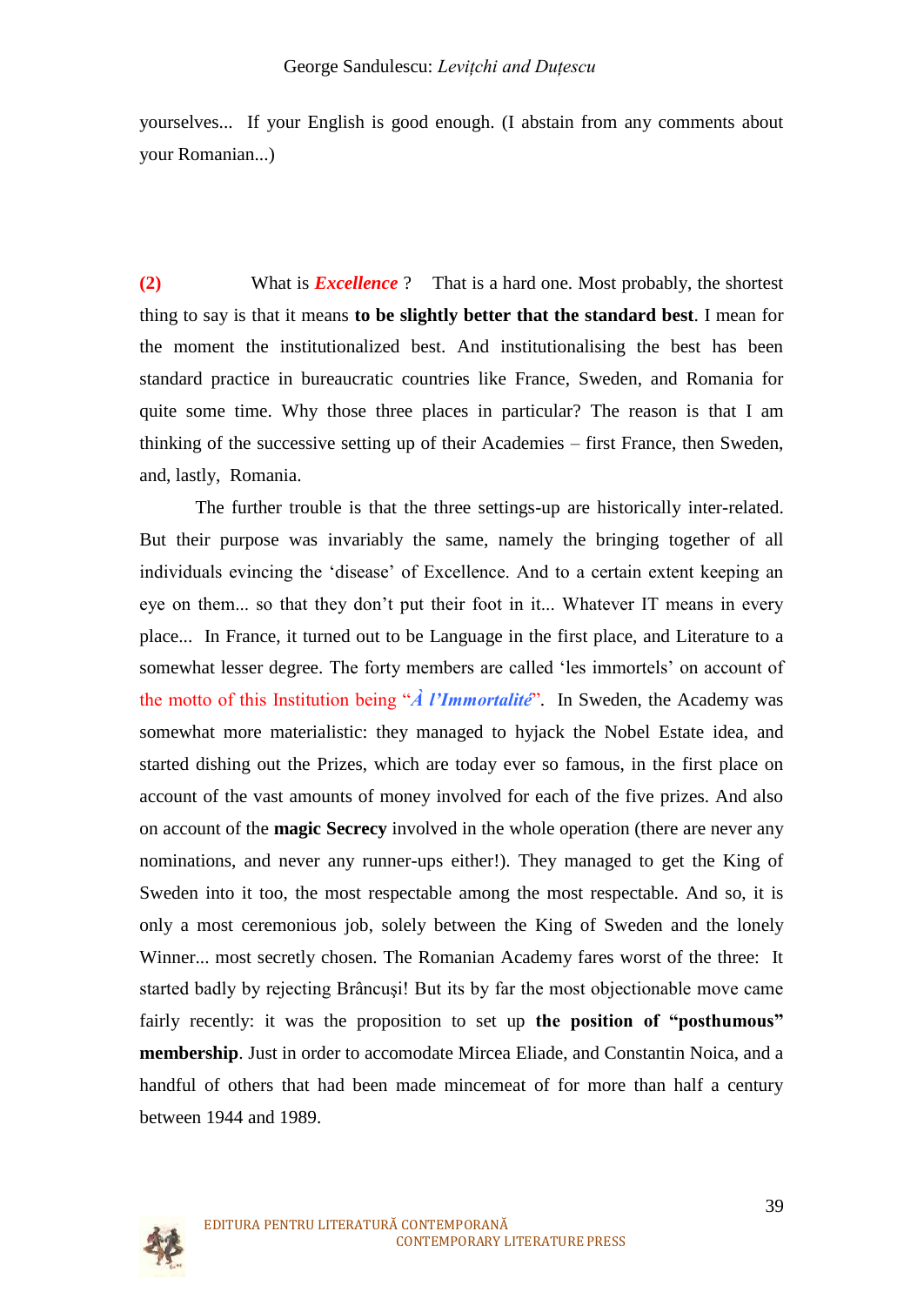yourselves... If your English is good enough. (I abstain from any comments about your Romanian...)

**(2)** What is ***Excellence*** ? That is a hard one. Most probably, the shortest thing to say is that it means **to be slightly better that the standard best**. I mean for the moment the institutionalized best. And institutionalising the best has been standard practice in bureaucratic countries like France, Sweden, and Romania for quite some time. Why those three places in particular? The reason is that I am thinking of the successive setting up of their Academies – first France, then Sweden, and, lastly, Romania.

The further trouble is that the three settings-up are historically inter-related. But their purpose was invariably the same, namely the bringing together of all individuals evincing the 'disease' of Excellence. And to a certain extent keeping an eye on them... so that they don't put their foot in it... Whatever IT means in every place... In France, it turned out to be Language in the first place, and Literature to a somewhat lesser degree. The forty members are called 'les immortels' on account of the motto of this Institution being "***À l'Immortalité***". In Sweden, the Academy was somewhat more materialistic: they managed to hyjack the Nobel Estate idea, and started dishing out the Prizes, which are today ever so famous, in the first place on account of the vast amounts of money involved for each of the five prizes. And also on account of the **magic Secrecy** involved in the whole operation (there are never any nominations, and never any runner-ups either!). They managed to get the King of Sweden into it too, the most respectable among the most respectable. And so, it is only a most ceremonious job, solely between the King of Sweden and the lonely Winner... most secretly chosen. The Romanian Academy fares worst of the three: It started badly by rejecting Brâncuși! But its by far the most objectionable move came fairly recently: it was the proposition to set up **the position of "posthumous" membership**. Just in order to accomodate Mircea Eliade, and Constantin Noica, and a handful of others that had been made mincemeat of for more than half a century between 1944 and 1989.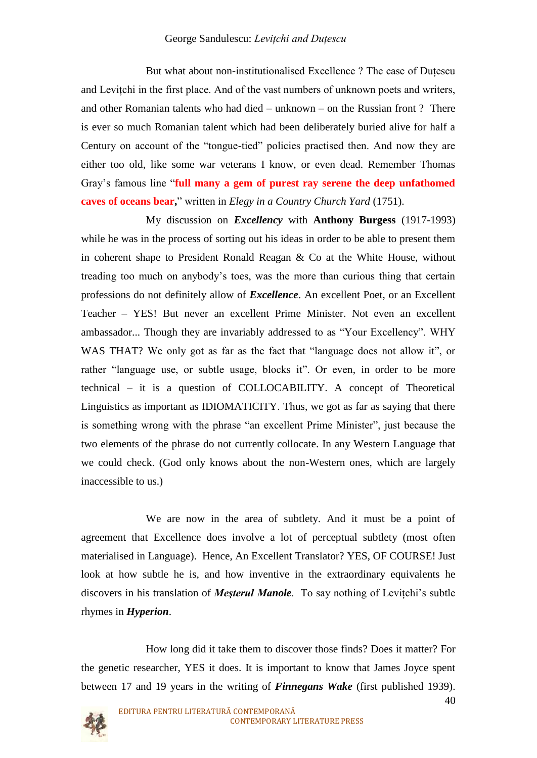But what about non-institutionalised Excellence ? The case of Duțescu and Levițchi in the first place. And of the vast numbers of unknown poets and writers, and other Romanian talents who had died – unknown – on the Russian front ? There is ever so much Romanian talent which had been deliberately buried alive for half a Century on account of the "tongue-tied" policies practised then. And now they are either too old, like some war veterans I know, or even dead. Remember Thomas Gray's famous line "**full many a gem of purest ray serene the deep unfathomed caves of oceans bear,**" written in *Elegy in a Country Church Yard* (1751).

My discussion on ***Excellency*** with **Anthony Burgess** (1917-1993) while he was in the process of sorting out his ideas in order to be able to present them in coherent shape to President Ronald Reagan & Co at the White House, without treading too much on anybody's toes, was the more than curious thing that certain professions do not definitely allow of ***Excellence***. An excellent Poet, or an Excellent Teacher – YES! But never an excellent Prime Minister. Not even an excellent ambassador... Though they are invariably addressed to as "Your Excellency". WHY WAS THAT? We only got as far as the fact that "language does not allow it", or rather "language use, or subtle usage, blocks it". Or even, in order to be more technical – it is a question of COLLOCABILITY. A concept of Theoretical Linguistics as important as IDIOMATICITY. Thus, we got as far as saying that there is something wrong with the phrase "an excellent Prime Minister", just because the two elements of the phrase do not currently collocate. In any Western Language that we could check. (God only knows about the non-Western ones, which are largely inaccessible to us.)

We are now in the area of subtlety. And it must be a point of agreement that Excellence does involve a lot of perceptual subtlety (most often materialised in Language). Hence, An Excellent Translator? YES, OF COURSE! Just look at how subtle he is, and how inventive in the extraordinary equivalents he discovers in his translation of ***Meşterul Manole***. To say nothing of Levițchi's subtle rhymes in ***Hyperion***.

How long did it take them to discover those finds? Does it matter? For the genetic researcher, YES it does. It is important to know that James Joyce spent between 17 and 19 years in the writing of ***Finnegans Wake*** (first published 1939).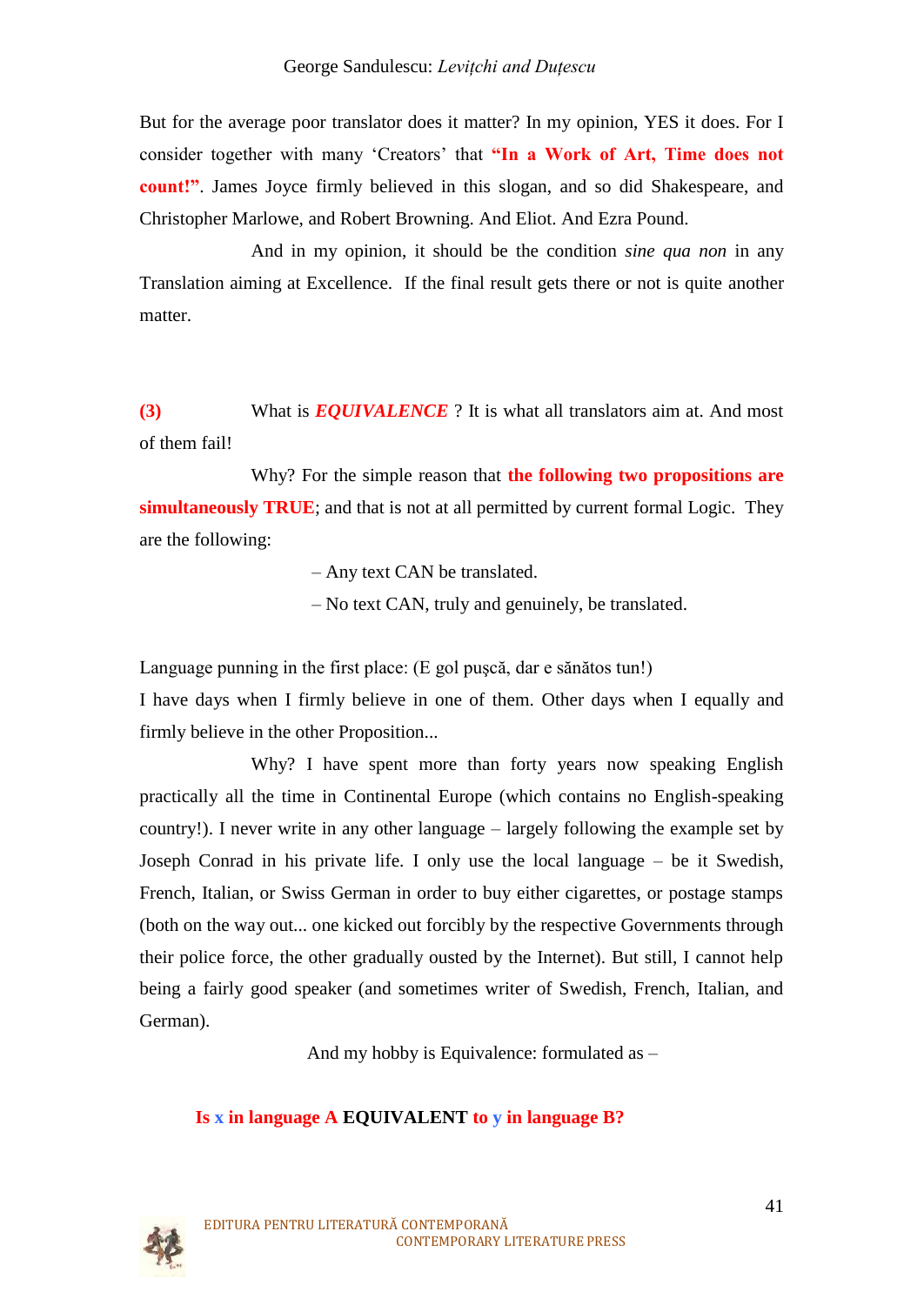But for the average poor translator does it matter? In my opinion, YES it does. For I consider together with many 'Creators' that **"In a Work of Art, Time does not count!"**. James Joyce firmly believed in this slogan, and so did Shakespeare, and Christopher Marlowe, and Robert Browning. And Eliot. And Ezra Pound.

And in my opinion, it should be the condition *sine qua non* in any Translation aiming at Excellence. If the final result gets there or not is quite another matter.

**(3)** What is ***EQUIVALENCE*** ? It is what all translators aim at. And most of them fail!

Why? For the simple reason that **the following two propositions are simultaneously TRUE**; and that is not at all permitted by current formal Logic. They are the following:

– Any text CAN be translated.

– No text CAN, truly and genuinely, be translated.

Language punning in the first place: (E gol puşcă, dar e sănătos tun!)
I have days when I firmly believe in one of them. Other days when I equally and firmly believe in the other Proposition...

Why? I have spent more than forty years now speaking English practically all the time in Continental Europe (which contains no English-speaking country!). I never write in any other language – largely following the example set by Joseph Conrad in his private life. I only use the local language – be it Swedish, French, Italian, or Swiss German in order to buy either cigarettes, or postage stamps (both on the way out... one kicked out forcibly by the respective Governments through their police force, the other gradually ousted by the Internet). But still, I cannot help being a fairly good speaker (and sometimes writer of Swedish, French, Italian, and German).

And my hobby is Equivalence: formulated as –

**Is x in language A EQUIVALENT to y in language B?**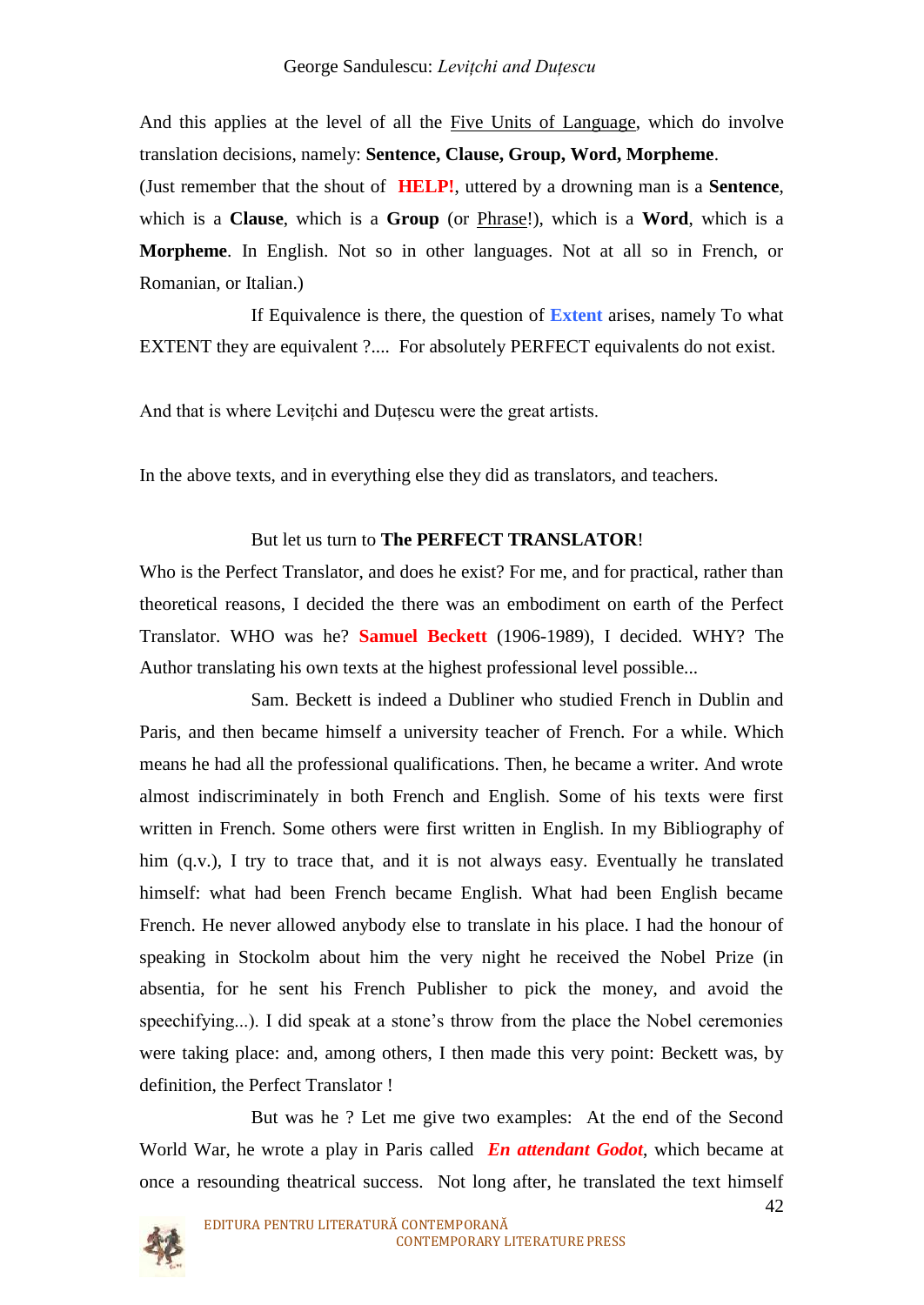And this applies at the level of all the Five Units of Language, which do involve translation decisions, namely: **Sentence, Clause, Group, Word, Morpheme**.
(Just remember that the shout of **HELP!**, uttered by a drowning man is a **Sentence**, which is a **Clause**, which is a **Group** (or Phrase!), which is a **Word**, which is a **Morpheme**. In English. Not so in other languages. Not at all so in French, or Romanian, or Italian.)

If Equivalence is there, the question of **Extent** arises, namely To what EXTENT they are equivalent ?.... For absolutely PERFECT equivalents do not exist.

And that is where Levițchi and Duțescu were the great artists.

In the above texts, and in everything else they did as translators, and teachers.

But let us turn to **The PERFECT TRANSLATOR**!
Who is the Perfect Translator, and does he exist? For me, and for practical, rather than theoretical reasons, I decided the there was an embodiment on earth of the Perfect Translator. WHO was he? **Samuel Beckett** (1906-1989), I decided. WHY? The Author translating his own texts at the highest professional level possible...

Sam. Beckett is indeed a Dubliner who studied French in Dublin and Paris, and then became himself a university teacher of French. For a while. Which means he had all the professional qualifications. Then, he became a writer. And wrote almost indiscriminately in both French and English. Some of his texts were first written in French. Some others were first written in English. In my Bibliography of him (q.v.), I try to trace that, and it is not always easy. Eventually he translated himself: what had been French became English. What had been English became French. He never allowed anybody else to translate in his place. I had the honour of speaking in Stockolm about him the very night he received the Nobel Prize (in absentia, for he sent his French Publisher to pick the money, and avoid the speechifying...). I did speak at a stone's throw from the place the Nobel ceremonies were taking place: and, among others, I then made this very point: Beckett was, by definition, the Perfect Translator !

But was he ? Let me give two examples: At the end of the Second World War, he wrote a play in Paris called ***En attendant Godot***, which became at once a resounding theatrical success. Not long after, he translated the text himself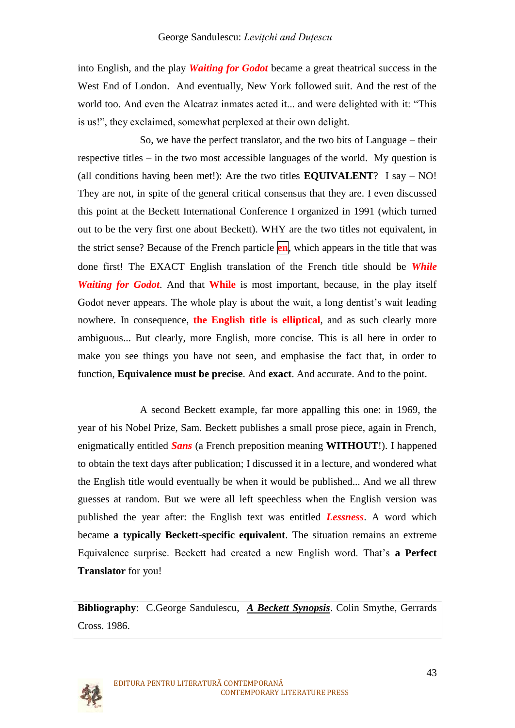into English, and the play ***Waiting for Godot*** became a great theatrical success in the West End of London. And eventually, New York followed suit. And the rest of the world too. And even the Alcatraz inmates acted it... and were delighted with it: "This is us!", they exclaimed, somewhat perplexed at their own delight.

So, we have the perfect translator, and the two bits of Language – their respective titles – in the two most accessible languages of the world. My question is (all conditions having been met!): Are the two titles **EQUIVALENT**? I say – NO! They are not, in spite of the general critical consensus that they are. I even discussed this point at the Beckett International Conference I organized in 1991 (which turned out to be the very first one about Beckett). WHY are the two titles not equivalent, in the strict sense? Because of the French particle **en**, which appears in the title that was done first! The EXACT English translation of the French title should be ***While Waiting for Godot***. And that **While** is most important, because, in the play itself Godot never appears. The whole play is about the wait, a long dentist's wait leading nowhere. In consequence, **the English title is elliptical**, and as such clearly more ambiguous... But clearly, more English, more concise. This is all here in order to make you see things you have not seen, and emphasise the fact that, in order to function, **Equivalence must be precise**. And **exact**. And accurate. And to the point.

A second Beckett example, far more appalling this one: in 1969, the year of his Nobel Prize, Sam. Beckett publishes a small prose piece, again in French, enigmatically entitled ***Sans*** (a French preposition meaning **WITHOUT**!). I happened to obtain the text days after publication; I discussed it in a lecture, and wondered what the English title would eventually be when it would be published... And we all threw guesses at random. But we were all left speechless when the English version was published the year after: the English text was entitled ***Lessness***. A word which became **a typically Beckett-specific equivalent**. The situation remains an extreme Equivalence surprise. Beckett had created a new English word. That's **a Perfect Translator** for you!

**Bibliography**: C.George Sandulescu, ***A Beckett Synopsis***. Colin Smythe, Gerrards Cross. 1986.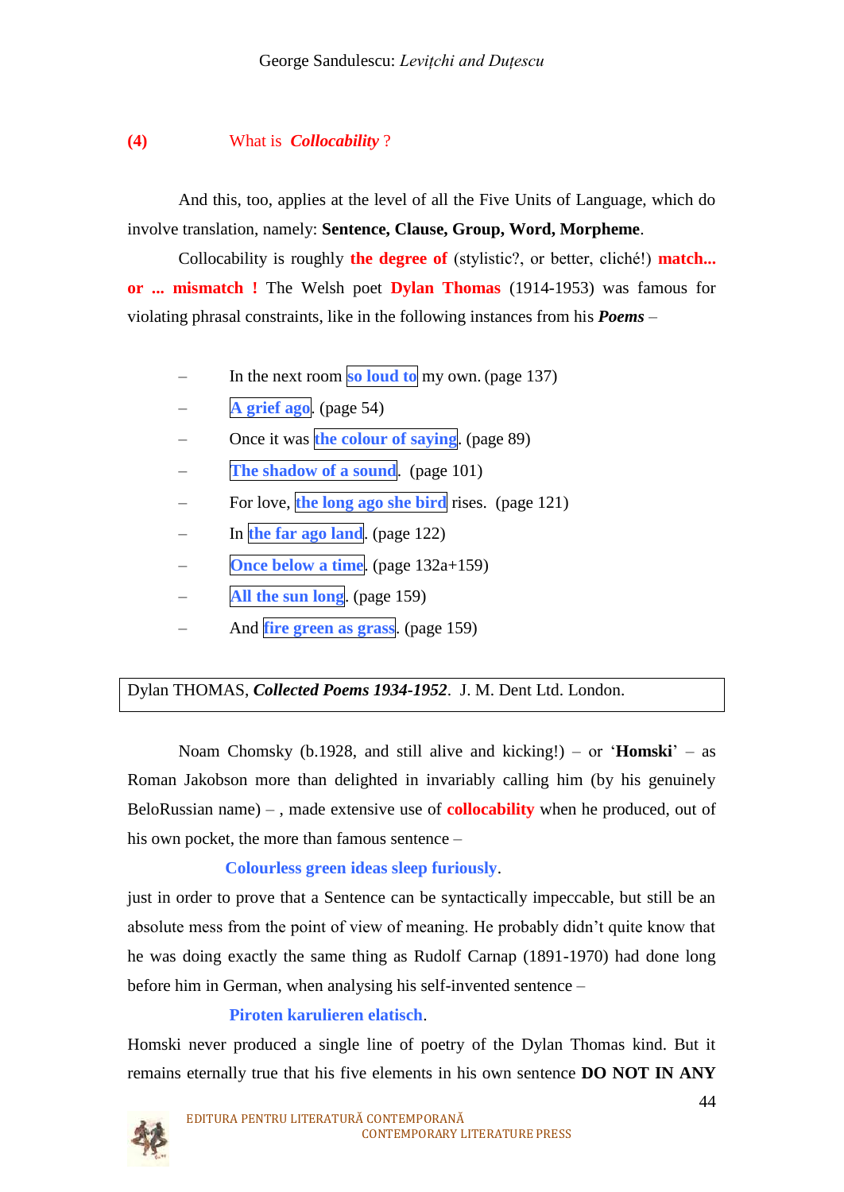## (4) What is *Collocability* ?

And this, too, applies at the level of all the Five Units of Language, which do involve translation, namely: **Sentence, Clause, Group, Word, Morpheme**.

Collocability is roughly **the degree of** (stylistic?, or better, cliché!) **match... or ... mismatch !** The Welsh poet **Dylan Thomas** (1914-1953) was famous for violating phrasal constraints, like in the following instances from his ***Poems*** –

- In the next room **so loud to** my own. (page 137)
- **A grief ago**. (page 54)
- Once it was **the colour of saying**. (page 89)
- **The shadow of a sound**. (page 101)
- For love, **the long ago she bird** rises. (page 121)
- In **the far ago land**. (page 122)
- **Once below a time**. (page 132a+159)
- **All the sun long**. (page 159)
- And **fire green as grass**. (page 159)

Dylan THOMAS, ***Collected Poems 1934-1952***. J. M. Dent Ltd. London.

Noam Chomsky (b.1928, and still alive and kicking!) – or '**Homski**' – as Roman Jakobson more than delighted in invariably calling him (by his genuinely BeloRussian name) – , made extensive use of **collocability** when he produced, out of his own pocket, the more than famous sentence –

**Colourless green ideas sleep furiously**.

just in order to prove that a Sentence can be syntactically impeccable, but still be an absolute mess from the point of view of meaning. He probably didn't quite know that he was doing exactly the same thing as Rudolf Carnap (1891-1970) had done long before him in German, when analysing his self-invented sentence –

**Piroten karulieren elatisch**.

Homski never produced a single line of poetry of the Dylan Thomas kind. But it remains eternally true that his five elements in his own sentence **DO NOT IN ANY**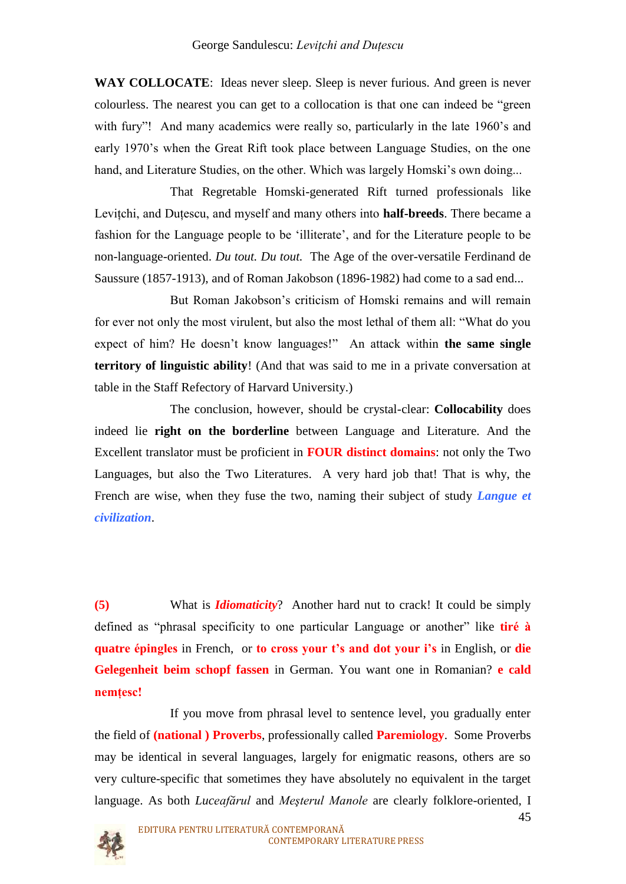**WAY COLLOCATE**: Ideas never sleep. Sleep is never furious. And green is never colourless. The nearest you can get to a collocation is that one can indeed be "green with fury"! And many academics were really so, particularly in the late 1960's and early 1970's when the Great Rift took place between Language Studies, on the one hand, and Literature Studies, on the other. Which was largely Homski's own doing...

That Regretable Homski-generated Rift turned professionals like Levițchi, and Duțescu, and myself and many others into **half-breeds**. There became a fashion for the Language people to be 'illiterate', and for the Literature people to be non-language-oriented. *Du tout. Du tout.* The Age of the over-versatile Ferdinand de Saussure (1857-1913), and of Roman Jakobson (1896-1982) had come to a sad end...

But Roman Jakobson's criticism of Homski remains and will remain for ever not only the most virulent, but also the most lethal of them all: "What do you expect of him? He doesn't know languages!" An attack within **the same single territory of linguistic ability**! (And that was said to me in a private conversation at table in the Staff Refectory of Harvard University.)

The conclusion, however, should be crystal-clear: **Collocability** does indeed lie **right on the borderline** between Language and Literature. And the Excellent translator must be proficient in **FOUR distinct domains**: not only the Two Languages, but also the Two Literatures. A very hard job that! That is why, the French are wise, when they fuse the two, naming their subject of study ***Langue et civilization***.

**(5)** What is ***Idiomaticity***? Another hard nut to crack! It could be simply defined as "phrasal specificity to one particular Language or another" like **tiré à quatre épingles** in French, or **to cross your t's and dot your i's** in English, or **die Gelegenheit beim schopf fassen** in German. You want one in Romanian? **e cald nemțesc!**

If you move from phrasal level to sentence level, you gradually enter the field of **(national ) Proverbs**, professionally called **Paremiology**. Some Proverbs may be identical in several languages, largely for enigmatic reasons, others are so very culture-specific that sometimes they have absolutely no equivalent in the target language. As both *Luceafărul* and *Meșterul Manole* are clearly folklore-oriented, I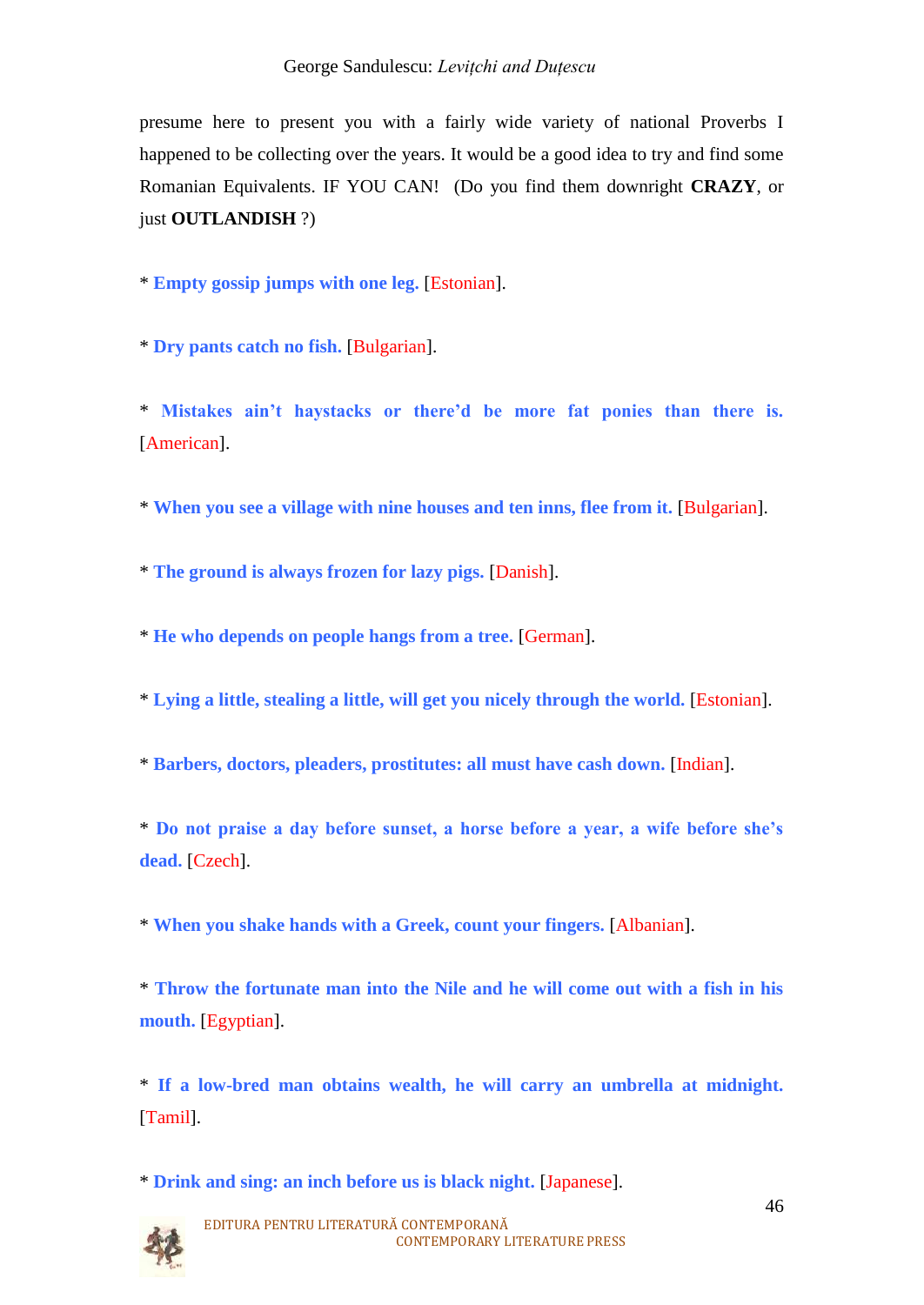presume here to present you with a fairly wide variety of national Proverbs I happened to be collecting over the years. It would be a good idea to try and find some Romanian Equivalents. IF YOU CAN! (Do you find them downright **CRAZY**, or just **OUTLANDISH** ?)

* **Empty gossip jumps with one leg.** [Estonian].

* **Dry pants catch no fish.** [Bulgarian].

* **Mistakes ain't haystacks or there'd be more fat ponies than there is.** [American].

* **When you see a village with nine houses and ten inns, flee from it.** [Bulgarian].

* **The ground is always frozen for lazy pigs.** [Danish].

* **He who depends on people hangs from a tree.** [German].

* **Lying a little, stealing a little, will get you nicely through the world.** [Estonian].

* **Barbers, doctors, pleaders, prostitutes: all must have cash down.** [Indian].

* **Do not praise a day before sunset, a horse before a year, a wife before she's dead.** [Czech].

* **When you shake hands with a Greek, count your fingers.** [Albanian].

* **Throw the fortunate man into the Nile and he will come out with a fish in his mouth.** [Egyptian].

* **If a low-bred man obtains wealth, he will carry an umbrella at midnight.** [Tamil].

* **Drink and sing: an inch before us is black night.** [Japanese].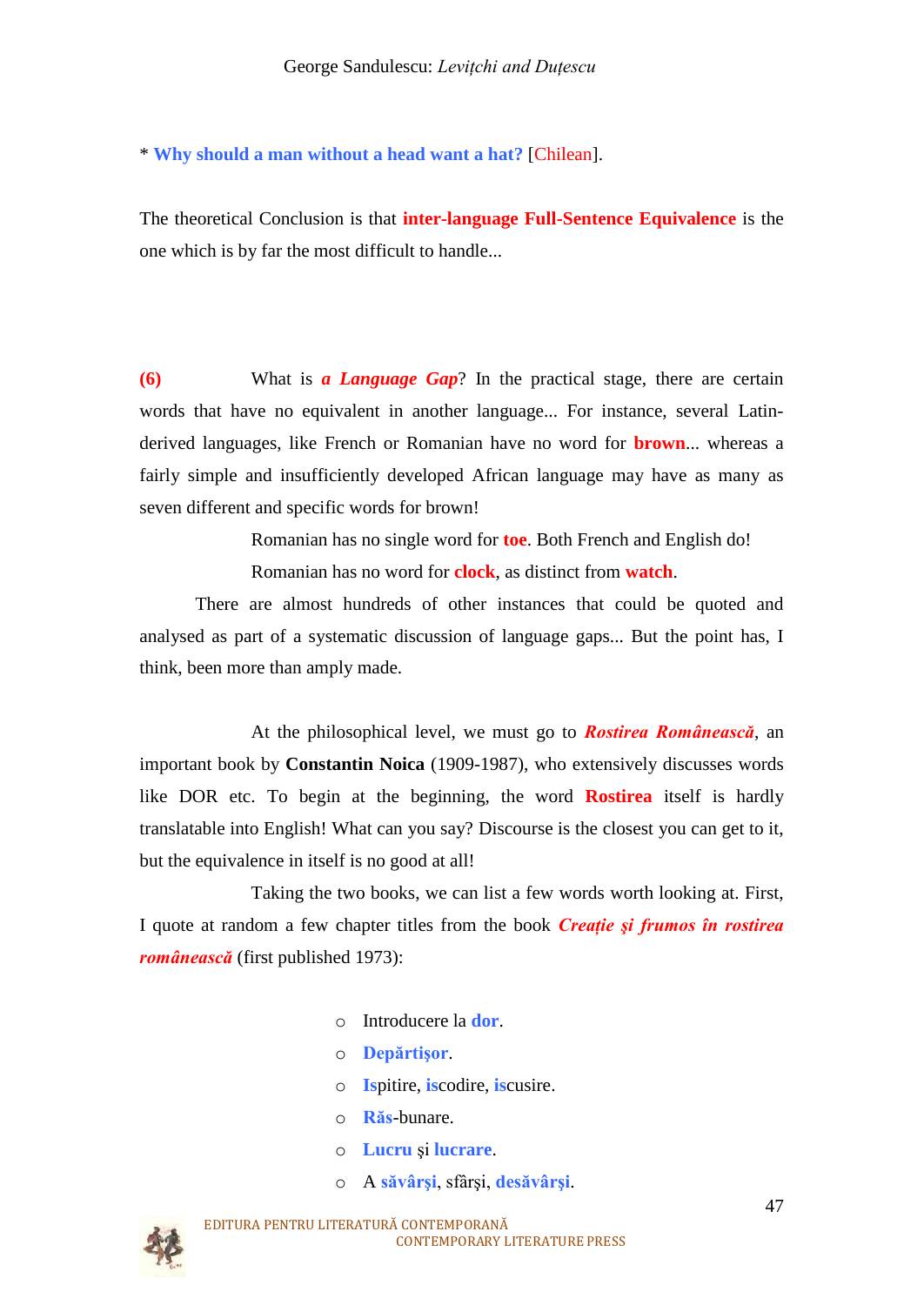* **Why should a man without a head want a hat?** [Chilean].

The theoretical Conclusion is that **inter-language Full-Sentence Equivalence** is the one which is by far the most difficult to handle...

**(6)** What is ***a Language Gap***? In the practical stage, there are certain words that have no equivalent in another language... For instance, several Latin-derived languages, like French or Romanian have no word for **brown**... whereas a fairly simple and insufficiently developed African language may have as many as seven different and specific words for brown!

Romanian has no single word for **toe**. Both French and English do!

Romanian has no word for **clock**, as distinct from **watch**.

There are almost hundreds of other instances that could be quoted and analysed as part of a systematic discussion of language gaps... But the point has, I think, been more than amply made.

At the philosophical level, we must go to ***Rostirea Românească***, an important book by **Constantin Noica** (1909-1987), who extensively discusses words like DOR etc. To begin at the beginning, the word **Rostirea** itself is hardly translatable into English! What can you say? Discourse is the closest you can get to it, but the equivalence in itself is no good at all!

Taking the two books, we can list a few words worth looking at. First, I quote at random a few chapter titles from the book ***Creație și frumos în rostirea românească*** (first published 1973):

- Introducere la **dor**.
- **Depărtișor**.
- **Is**pitire, **is**codire, **is**cusire.
- **Răs**-bunare.
- **Lucru** și **lucrare**.
- A **săvârși**, sfârși, **desăvârși**.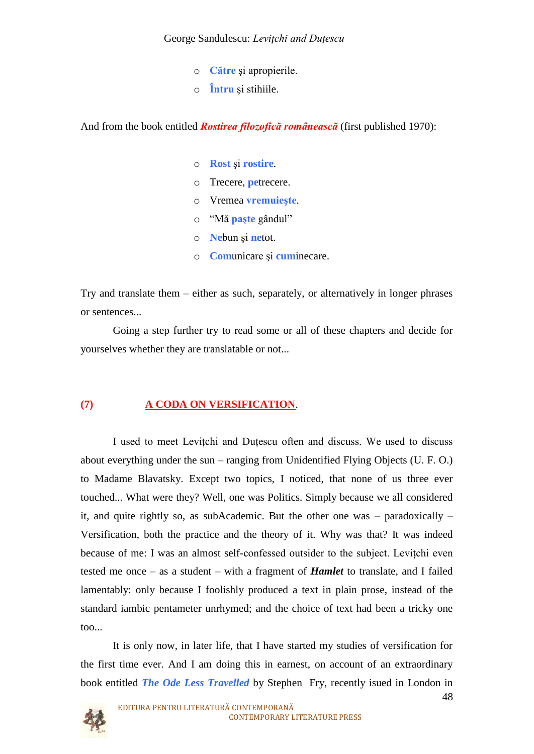- **Către** şi apropierile.
- **Întru** şi stihiile.

And from the book entitled ***Rostirea filozofică românească*** (first published 1970):

- **Rost** şi **rostire**.
- Trecere, **pe**trecere.
- Vremea **vremuieşte**.
- "Mă **paşte** gândul"
- **Ne**bun şi **ne**tot.
- **Com**unicare şi **cum**inecare.

Try and translate them – either as such, separately, or alternatively in longer phrases or sentences...

Going a step further try to read some or all of these chapters and decide for yourselves whether they are translatable or not...

## (7) A CODA ON VERSIFICATION.

I used to meet Levițchi and Duțescu often and discuss. We used to discuss about everything under the sun – ranging from Unidentified Flying Objects (U. F. O.) to Madame Blavatsky. Except two topics, I noticed, that none of us three ever touched... What were they? Well, one was Politics. Simply because we all considered it, and quite rightly so, as subAcademic. But the other one was – paradoxically – Versification, both the practice and the theory of it. Why was that? It was indeed because of me: I was an almost self-confessed outsider to the subject. Levițchi even tested me once – as a student – with a fragment of ***Hamlet*** to translate, and I failed lamentably: only because I foolishly produced a text in plain prose, instead of the standard iambic pentameter unrhymed; and the choice of text had been a tricky one too...

It is only now, in later life, that I have started my studies of versification for the first time ever. And I am doing this in earnest, on account of an extraordinary book entitled ***The Ode Less Travelled*** by Stephen Fry, recently isued in London in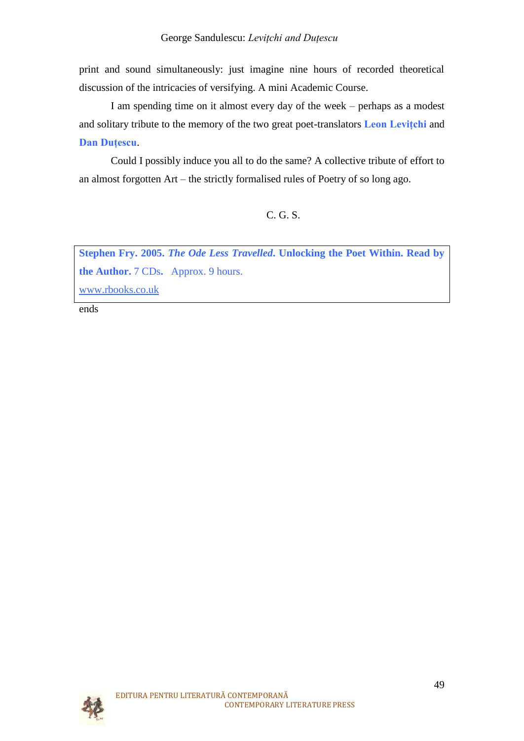print and sound simultaneously: just imagine nine hours of recorded theoretical discussion of the intricacies of versifying. A mini Academic Course.

I am spending time on it almost every day of the week – perhaps as a modest and solitary tribute to the memory of the two great poet-translators **Leon Levițchi** and **Dan Duțescu**.

Could I possibly induce you all to do the same? A collective tribute of effort to an almost forgotten Art – the strictly formalised rules of Poetry of so long ago.

C. G. S.

**Stephen Fry. 2005. *The Ode Less Travelled*. Unlocking the Poet Within. Read by the Author.** 7 CDs**.** Approx. 9 hours.
www.rbooks.co.uk

ends